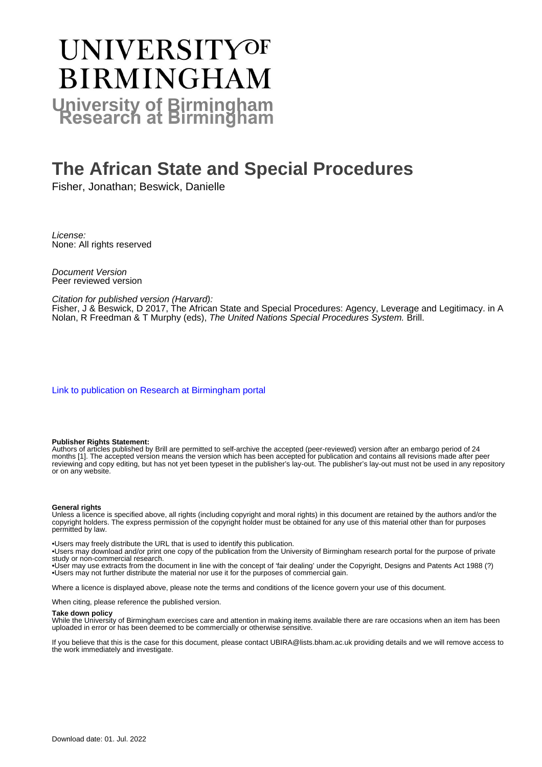# UNIVERSITY OF BIRMINGHAM

## University of Birmingham Research at Birmingham

# The African State and Special Procedures

Fisher, Jonathan; Beswick, Danielle

*License:*
None: All rights reserved

*Document Version*
Peer reviewed version

*Citation for published version (Harvard):*
Fisher, J & Beswick, D 2017, The African State and Special Procedures: Agency, Leverage and Legitimacy. in A Nolan, R Freedman & T Murphy (eds), *The United Nations Special Procedures System.* Brill.

Link to publication on Research at Birmingham portal

**Publisher Rights Statement:**
Authors of articles published by Brill are permitted to self-archive the accepted (peer-reviewed) version after an embargo period of 24 months [1]. The accepted version means the version which has been accepted for publication and contains all revisions made after peer reviewing and copy editing, but has not yet been typeset in the publisher's lay-out. The publisher's lay-out must not be used in any repository or on any website.

**General rights**
Unless a licence is specified above, all rights (including copyright and moral rights) in this document are retained by the authors and/or the copyright holders. The express permission of the copyright holder must be obtained for any use of this material other than for purposes permitted by law.

•Users may freely distribute the URL that is used to identify this publication.
•Users may download and/or print one copy of the publication from the University of Birmingham research portal for the purpose of private study or non-commercial research.
•User may use extracts from the document in line with the concept of 'fair dealing' under the Copyright, Designs and Patents Act 1988 (?)
•Users may not further distribute the material nor use it for the purposes of commercial gain.

Where a licence is displayed above, please note the terms and conditions of the licence govern your use of this document.

When citing, please reference the published version.

**Take down policy**
While the University of Birmingham exercises care and attention in making items available there are rare occasions when an item has been uploaded in error or has been deemed to be commercially or otherwise sensitive.

If you believe that this is the case for this document, please contact UBIRA@lists.bham.ac.uk providing details and we will remove access to the work immediately and investigate.

Download date: 01. Jul. 2022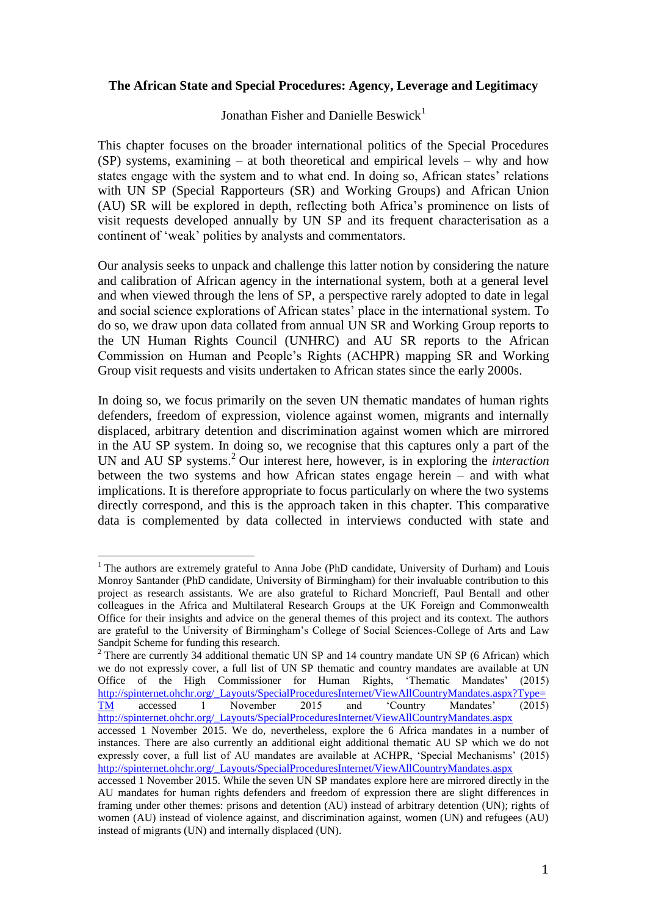**The African State and Special Procedures: Agency, Leverage and Legitimacy**

Jonathan Fisher and Danielle Beswick[1]

This chapter focuses on the broader international politics of the Special Procedures (SP) systems, examining – at both theoretical and empirical levels – why and how states engage with the system and to what end. In doing so, African states' relations with UN SP (Special Rapporteurs (SR) and Working Groups) and African Union (AU) SR will be explored in depth, reflecting both Africa's prominence on lists of visit requests developed annually by UN SP and its frequent characterisation as a continent of 'weak' polities by analysts and commentators.

Our analysis seeks to unpack and challenge this latter notion by considering the nature and calibration of African agency in the international system, both at a general level and when viewed through the lens of SP, a perspective rarely adopted to date in legal and social science explorations of African states' place in the international system. To do so, we draw upon data collated from annual UN SR and Working Group reports to the UN Human Rights Council (UNHRC) and AU SR reports to the African Commission on Human and People's Rights (ACHPR) mapping SR and Working Group visit requests and visits undertaken to African states since the early 2000s.

In doing so, we focus primarily on the seven UN thematic mandates of human rights defenders, freedom of expression, violence against women, migrants and internally displaced, arbitrary detention and discrimination against women which are mirrored in the AU SP system. In doing so, we recognise that this captures only a part of the UN and AU SP systems.[2] Our interest here, however, is in exploring the *interaction* between the two systems and how African states engage herein – and with what implications. It is therefore appropriate to focus particularly on where the two systems directly correspond, and this is the approach taken in this chapter. This comparative data is complemented by data collected in interviews conducted with state and

---

[1] The authors are extremely grateful to Anna Jobe (PhD candidate, University of Durham) and Louis Monroy Santander (PhD candidate, University of Birmingham) for their invaluable contribution to this project as research assistants. We are also grateful to Richard Moncrieff, Paul Bentall and other colleagues in the Africa and Multilateral Research Groups at the UK Foreign and Commonwealth Office for their insights and advice on the general themes of this project and its context. The authors are grateful to the University of Birmingham's College of Social Sciences-College of Arts and Law Sandpit Scheme for funding this research.

[2] There are currently 34 additional thematic UN SP and 14 country mandate UN SP (6 African) which we do not expressly cover, a full list of UN SP thematic and country mandates are available at UN Office of the High Commissioner for Human Rights, 'Thematic Mandates' (2015) http://spinternet.ohchr.org/_Layouts/SpecialProceduresInternet/ViewAllCountryMandates.aspx?Type=TM accessed 1 November 2015 and 'Country Mandates' (2015) http://spinternet.ohchr.org/_Layouts/SpecialProceduresInternet/ViewAllCountryMandates.aspx accessed 1 November 2015. We do, nevertheless, explore the 6 Africa mandates in a number of instances. There are also currently an additional eight additional thematic AU SP which we do not expressly cover, a full list of AU mandates are available at ACHPR, 'Special Mechanisms' (2015) http://spinternet.ohchr.org/_Layouts/SpecialProceduresInternet/ViewAllCountryMandates.aspx accessed 1 November 2015. While the seven UN SP mandates explore here are mirrored directly in the AU mandates for human rights defenders and freedom of expression there are slight differences in framing under other themes: prisons and detention (AU) instead of arbitrary detention (UN); rights of women (AU) instead of violence against, and discrimination against, women (UN) and refugees (AU) instead of migrants (UN) and internally displaced (UN).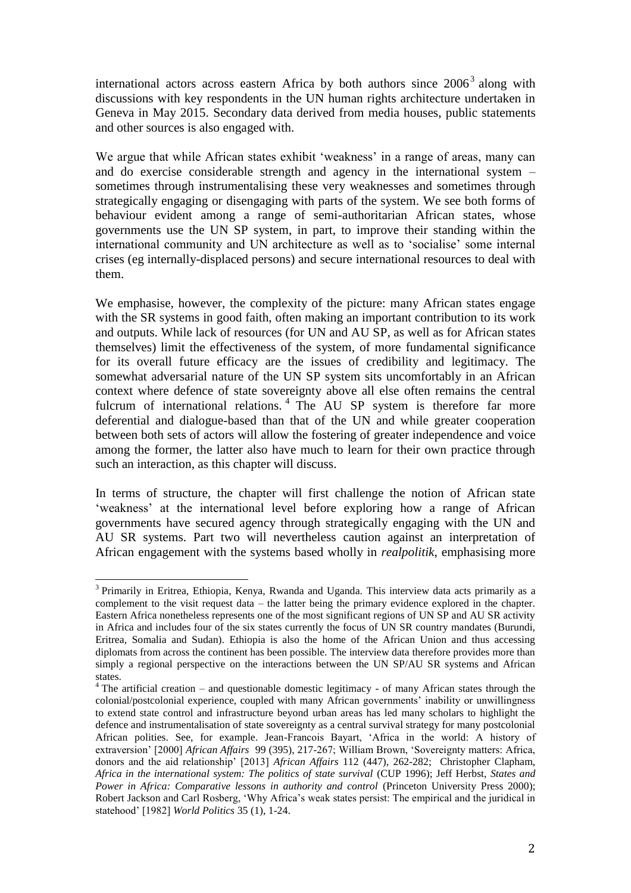international actors across eastern Africa by both authors since 2006[3] along with discussions with key respondents in the UN human rights architecture undertaken in Geneva in May 2015. Secondary data derived from media houses, public statements and other sources is also engaged with.

We argue that while African states exhibit 'weakness' in a range of areas, many can and do exercise considerable strength and agency in the international system – sometimes through instrumentalising these very weaknesses and sometimes through strategically engaging or disengaging with parts of the system. We see both forms of behaviour evident among a range of semi-authoritarian African states, whose governments use the UN SP system, in part, to improve their standing within the international community and UN architecture as well as to 'socialise' some internal crises (eg internally-displaced persons) and secure international resources to deal with them.

We emphasise, however, the complexity of the picture: many African states engage with the SR systems in good faith, often making an important contribution to its work and outputs. While lack of resources (for UN and AU SP, as well as for African states themselves) limit the effectiveness of the system, of more fundamental significance for its overall future efficacy are the issues of credibility and legitimacy. The somewhat adversarial nature of the UN SP system sits uncomfortably in an African context where defence of state sovereignty above all else often remains the central fulcrum of international relations.[4] The AU SP system is therefore far more deferential and dialogue-based than that of the UN and while greater cooperation between both sets of actors will allow the fostering of greater independence and voice among the former, the latter also have much to learn for their own practice through such an interaction, as this chapter will discuss.

In terms of structure, the chapter will first challenge the notion of African state 'weakness' at the international level before exploring how a range of African governments have secured agency through strategically engaging with the UN and AU SR systems. Part two will nevertheless caution against an interpretation of African engagement with the systems based wholly in *realpolitik*, emphasising more

---

[3] Primarily in Eritrea, Ethiopia, Kenya, Rwanda and Uganda. This interview data acts primarily as a complement to the visit request data – the latter being the primary evidence explored in the chapter. Eastern Africa nonetheless represents one of the most significant regions of UN SP and AU SR activity in Africa and includes four of the six states currently the focus of UN SR country mandates (Burundi, Eritrea, Somalia and Sudan). Ethiopia is also the home of the African Union and thus accessing diplomats from across the continent has been possible. The interview data therefore provides more than simply a regional perspective on the interactions between the UN SP/AU SR systems and African states.

[4] The artificial creation – and questionable domestic legitimacy - of many African states through the colonial/postcolonial experience, coupled with many African governments' inability or unwillingness to extend state control and infrastructure beyond urban areas has led many scholars to highlight the defence and instrumentalisation of state sovereignty as a central survival strategy for many postcolonial African polities. See, for example. Jean-Francois Bayart, 'Africa in the world: A history of extraversion' [2000] *African Affairs* 99 (395), 217-267; William Brown, 'Sovereignty matters: Africa, donors and the aid relationship' [2013] *African Affairs* 112 (447), 262-282; Christopher Clapham, *Africa in the international system: The politics of state survival* (CUP 1996); Jeff Herbst, *States and Power in Africa: Comparative lessons in authority and control* (Princeton University Press 2000); Robert Jackson and Carl Rosberg, 'Why Africa's weak states persist: The empirical and the juridical in statehood' [1982] *World Politics* 35 (1), 1-24.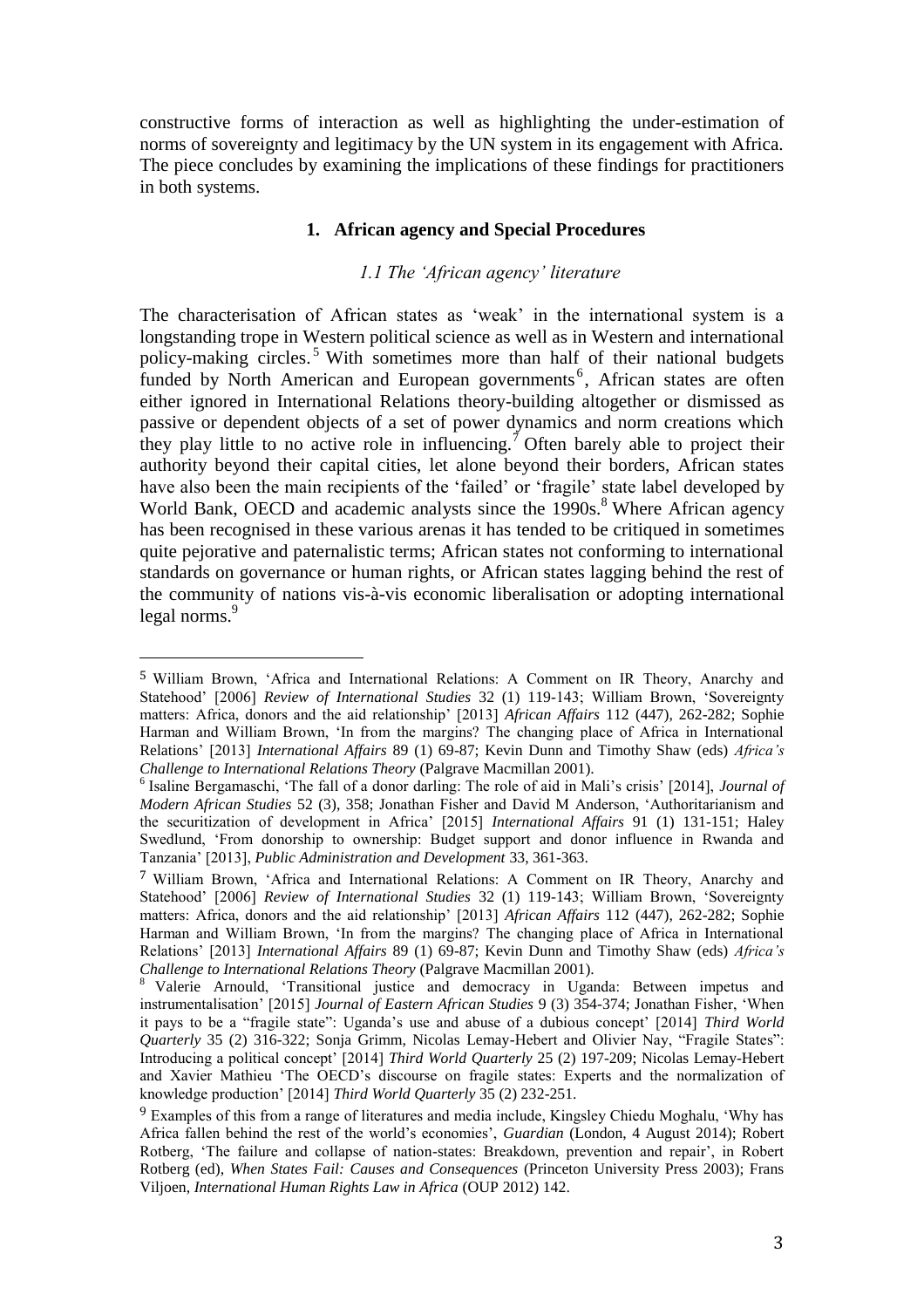constructive forms of interaction as well as highlighting the under-estimation of norms of sovereignty and legitimacy by the UN system in its engagement with Africa. The piece concludes by examining the implications of these findings for practitioners in both systems.

## 1. African agency and Special Procedures

### *1.1 The 'African agency' literature*

The characterisation of African states as 'weak' in the international system is a longstanding trope in Western political science as well as in Western and international policy-making circles.[5] With sometimes more than half of their national budgets funded by North American and European governments[6], African states are often either ignored in International Relations theory-building altogether or dismissed as passive or dependent objects of a set of power dynamics and norm creations which they play little to no active role in influencing.[7] Often barely able to project their authority beyond their capital cities, let alone beyond their borders, African states have also been the main recipients of the 'failed' or 'fragile' state label developed by World Bank, OECD and academic analysts since the 1990s.[8] Where African agency has been recognised in these various arenas it has tended to be critiqued in sometimes quite pejorative and paternalistic terms; African states not conforming to international standards on governance or human rights, or African states lagging behind the rest of the community of nations vis-à-vis economic liberalisation or adopting international legal norms.[9]

---

[5] William Brown, 'Africa and International Relations: A Comment on IR Theory, Anarchy and Statehood' [2006] *Review of International Studies* 32 (1) 119-143; William Brown, 'Sovereignty matters: Africa, donors and the aid relationship' [2013] *African Affairs* 112 (447), 262-282; Sophie Harman and William Brown, 'In from the margins? The changing place of Africa in International Relations' [2013] *International Affairs* 89 (1) 69-87; Kevin Dunn and Timothy Shaw (eds) *Africa's Challenge to International Relations Theory* (Palgrave Macmillan 2001).

[6] Isaline Bergamaschi, 'The fall of a donor darling: The role of aid in Mali's crisis' [2014], *Journal of Modern African Studies* 52 (3), 358; Jonathan Fisher and David M Anderson, 'Authoritarianism and the securitization of development in Africa' [2015] *International Affairs* 91 (1) 131-151; Haley Swedlund, 'From donorship to ownership: Budget support and donor influence in Rwanda and Tanzania' [2013], *Public Administration and Development* 33, 361-363.

[7] William Brown, 'Africa and International Relations: A Comment on IR Theory, Anarchy and Statehood' [2006] *Review of International Studies* 32 (1) 119-143; William Brown, 'Sovereignty matters: Africa, donors and the aid relationship' [2013] *African Affairs* 112 (447), 262-282; Sophie Harman and William Brown, 'In from the margins? The changing place of Africa in International Relations' [2013] *International Affairs* 89 (1) 69-87; Kevin Dunn and Timothy Shaw (eds) *Africa's Challenge to International Relations Theory* (Palgrave Macmillan 2001).

[8] Valerie Arnould, 'Transitional justice and democracy in Uganda: Between impetus and instrumentalisation' [2015] *Journal of Eastern African Studies* 9 (3) 354-374; Jonathan Fisher, 'When it pays to be a "fragile state": Uganda's use and abuse of a dubious concept' [2014] *Third World Quarterly* 35 (2) 316-322; Sonja Grimm, Nicolas Lemay-Hebert and Olivier Nay, "Fragile States": Introducing a political concept' [2014] *Third World Quarterly* 25 (2) 197-209; Nicolas Lemay-Hebert and Xavier Mathieu 'The OECD's discourse on fragile states: Experts and the normalization of knowledge production' [2014] *Third World Quarterly* 35 (2) 232-251.

[9] Examples of this from a range of literatures and media include, Kingsley Chiedu Moghalu, 'Why has Africa fallen behind the rest of the world's economies', *Guardian* (London, 4 August 2014); Robert Rotberg, 'The failure and collapse of nation-states: Breakdown, prevention and repair', in Robert Rotberg (ed), *When States Fail: Causes and Consequences* (Princeton University Press 2003); Frans Viljoen, *International Human Rights Law in Africa* (OUP 2012) 142.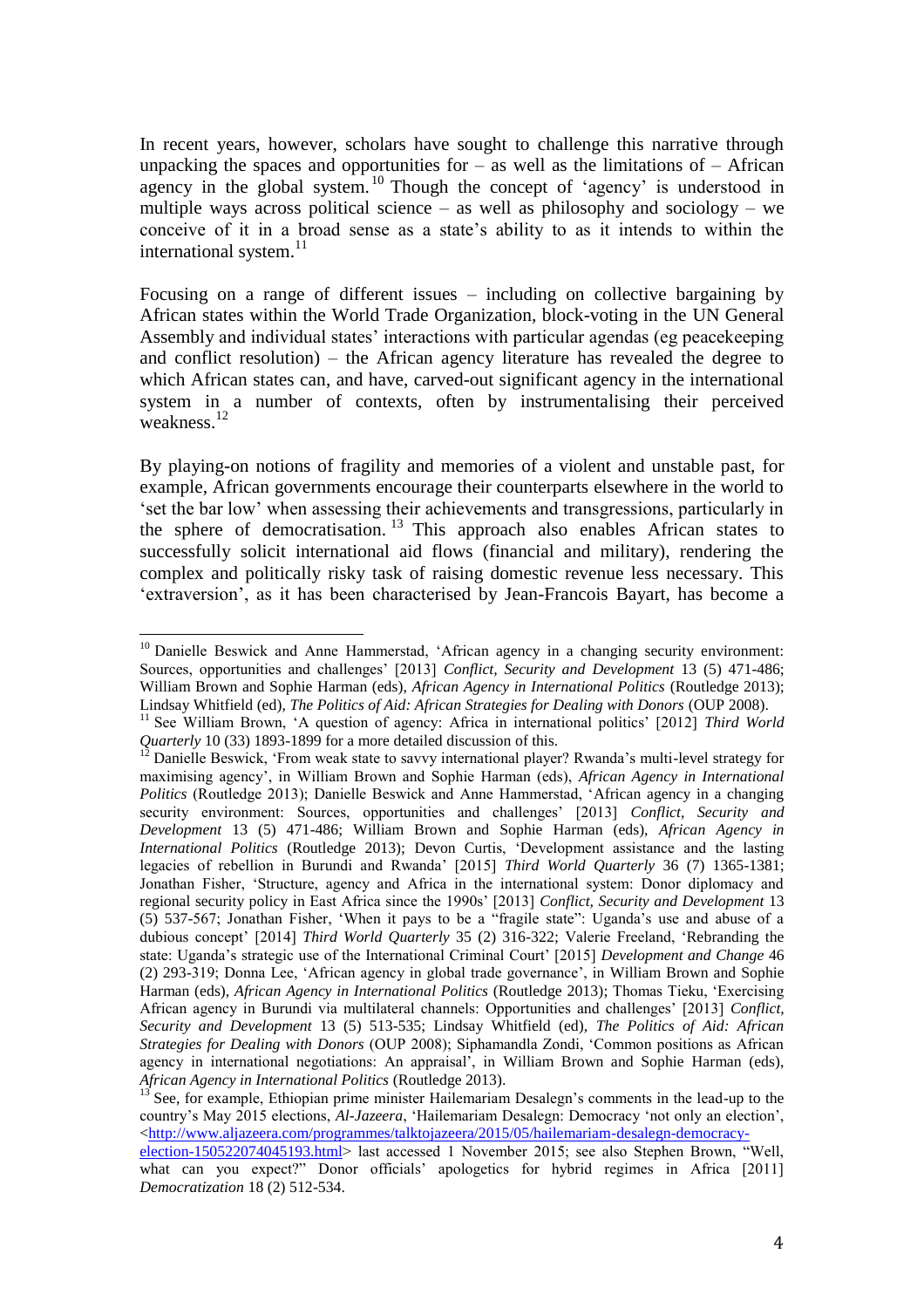In recent years, however, scholars have sought to challenge this narrative through unpacking the spaces and opportunities for – as well as the limitations of – African agency in the global system.[10] Though the concept of 'agency' is understood in multiple ways across political science – as well as philosophy and sociology – we conceive of it in a broad sense as a state's ability to as it intends to within the international system.[11]

Focusing on a range of different issues – including on collective bargaining by African states within the World Trade Organization, block-voting in the UN General Assembly and individual states' interactions with particular agendas (eg peacekeeping and conflict resolution) – the African agency literature has revealed the degree to which African states can, and have, carved-out significant agency in the international system in a number of contexts, often by instrumentalising their perceived weakness.[12]

By playing-on notions of fragility and memories of a violent and unstable past, for example, African governments encourage their counterparts elsewhere in the world to 'set the bar low' when assessing their achievements and transgressions, particularly in the sphere of democratisation.[13] This approach also enables African states to successfully solicit international aid flows (financial and military), rendering the complex and politically risky task of raising domestic revenue less necessary. This 'extraversion', as it has been characterised by Jean-Francois Bayart, has become a

---

[10] Danielle Beswick and Anne Hammerstad, 'African agency in a changing security environment: Sources, opportunities and challenges' [2013] *Conflict, Security and Development* 13 (5) 471-486; William Brown and Sophie Harman (eds), *African Agency in International Politics* (Routledge 2013); Lindsay Whitfield (ed), *The Politics of Aid: African Strategies for Dealing with Donors* (OUP 2008).

[11] See William Brown, 'A question of agency: Africa in international politics' [2012] *Third World Quarterly* 10 (33) 1893-1899 for a more detailed discussion of this.

[12] Danielle Beswick, 'From weak state to savvy international player? Rwanda's multi-level strategy for maximising agency', in William Brown and Sophie Harman (eds), *African Agency in International Politics* (Routledge 2013); Danielle Beswick and Anne Hammerstad, 'African agency in a changing security environment: Sources, opportunities and challenges' [2013] *Conflict, Security and Development* 13 (5) 471-486; William Brown and Sophie Harman (eds), *African Agency in International Politics* (Routledge 2013); Devon Curtis, 'Development assistance and the lasting legacies of rebellion in Burundi and Rwanda' [2015] *Third World Quarterly* 36 (7) 1365-1381; Jonathan Fisher, 'Structure, agency and Africa in the international system: Donor diplomacy and regional security policy in East Africa since the 1990s' [2013] *Conflict, Security and Development* 13 (5) 537-567; Jonathan Fisher, 'When it pays to be a "fragile state": Uganda's use and abuse of a dubious concept' [2014] *Third World Quarterly* 35 (2) 316-322; Valerie Freeland, 'Rebranding the state: Uganda's strategic use of the International Criminal Court' [2015] *Development and Change* 46 (2) 293-319; Donna Lee, 'African agency in global trade governance', in William Brown and Sophie Harman (eds), *African Agency in International Politics* (Routledge 2013); Thomas Tieku, 'Exercising African agency in Burundi via multilateral channels: Opportunities and challenges' [2013] *Conflict, Security and Development* 13 (5) 513-535; Lindsay Whitfield (ed), *The Politics of Aid: African Strategies for Dealing with Donors* (OUP 2008); Siphamandla Zondi, 'Common positions as African agency in international negotiations: An appraisal', in William Brown and Sophie Harman (eds), *African Agency in International Politics* (Routledge 2013).

[13] See, for example, Ethiopian prime minister Hailemariam Desalegn's comments in the lead-up to the country's May 2015 elections, *Al-Jazeera*, 'Hailemariam Desalegn: Democracy 'not only an election', <http://www.aljazeera.com/programmes/talktojazeera/2015/05/hailemariam-desalegn-democracy-election-150522074045193.html> last accessed 1 November 2015; see also Stephen Brown, "Well, what can you expect?" Donor officials' apologetics for hybrid regimes in Africa [2011] *Democratization* 18 (2) 512-534.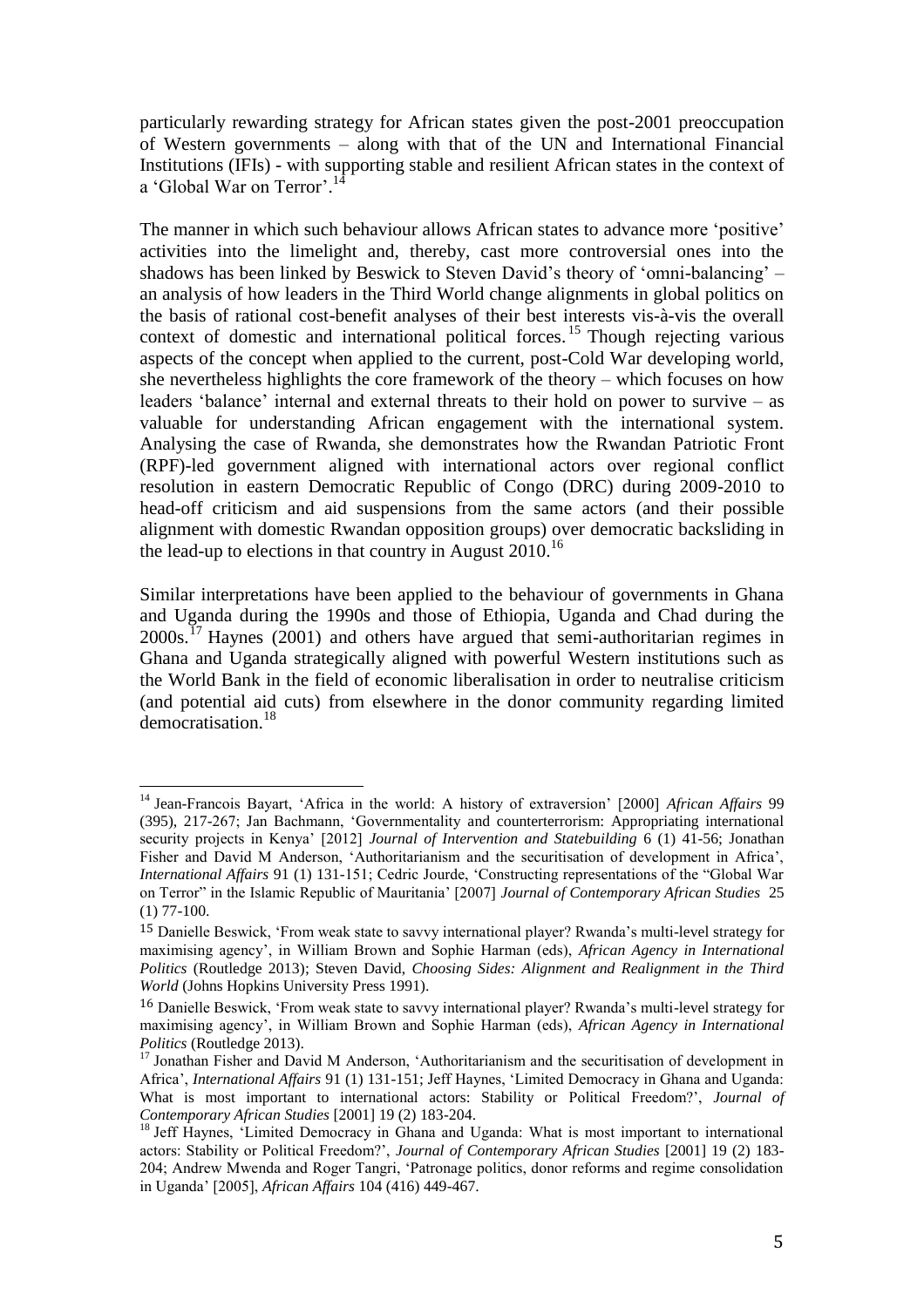particularly rewarding strategy for African states given the post-2001 preoccupation of Western governments – along with that of the UN and International Financial Institutions (IFIs) - with supporting stable and resilient African states in the context of a 'Global War on Terror'.[14]

The manner in which such behaviour allows African states to advance more 'positive' activities into the limelight and, thereby, cast more controversial ones into the shadows has been linked by Beswick to Steven David's theory of 'omni-balancing' – an analysis of how leaders in the Third World change alignments in global politics on the basis of rational cost-benefit analyses of their best interests vis-à-vis the overall context of domestic and international political forces.[15] Though rejecting various aspects of the concept when applied to the current, post-Cold War developing world, she nevertheless highlights the core framework of the theory – which focuses on how leaders 'balance' internal and external threats to their hold on power to survive – as valuable for understanding African engagement with the international system. Analysing the case of Rwanda, she demonstrates how the Rwandan Patriotic Front (RPF)-led government aligned with international actors over regional conflict resolution in eastern Democratic Republic of Congo (DRC) during 2009-2010 to head-off criticism and aid suspensions from the same actors (and their possible alignment with domestic Rwandan opposition groups) over democratic backsliding in the lead-up to elections in that country in August 2010.[16]

Similar interpretations have been applied to the behaviour of governments in Ghana and Uganda during the 1990s and those of Ethiopia, Uganda and Chad during the 2000s.[17] Haynes (2001) and others have argued that semi-authoritarian regimes in Ghana and Uganda strategically aligned with powerful Western institutions such as the World Bank in the field of economic liberalisation in order to neutralise criticism (and potential aid cuts) from elsewhere in the donor community regarding limited democratisation.[18]

---

[14] Jean-Francois Bayart, 'Africa in the world: A history of extraversion' [2000] *African Affairs* 99 (395), 217-267; Jan Bachmann, 'Governmentality and counterterrorism: Appropriating international security projects in Kenya' [2012] *Journal of Intervention and Statebuilding* 6 (1) 41-56; Jonathan Fisher and David M Anderson, 'Authoritarianism and the securitisation of development in Africa', *International Affairs* 91 (1) 131-151; Cedric Jourde, 'Constructing representations of the "Global War on Terror" in the Islamic Republic of Mauritania' [2007] *Journal of Contemporary African Studies* 25 (1) 77-100.

[15] Danielle Beswick, 'From weak state to savvy international player? Rwanda's multi-level strategy for maximising agency', in William Brown and Sophie Harman (eds), *African Agency in International Politics* (Routledge 2013); Steven David, *Choosing Sides: Alignment and Realignment in the Third World* (Johns Hopkins University Press 1991).

[16] Danielle Beswick, 'From weak state to savvy international player? Rwanda's multi-level strategy for maximising agency', in William Brown and Sophie Harman (eds), *African Agency in International Politics* (Routledge 2013).

[17] Jonathan Fisher and David M Anderson, 'Authoritarianism and the securitisation of development in Africa', *International Affairs* 91 (1) 131-151; Jeff Haynes, 'Limited Democracy in Ghana and Uganda: What is most important to international actors: Stability or Political Freedom?', *Journal of Contemporary African Studies* [2001] 19 (2) 183-204.

[18] Jeff Haynes, 'Limited Democracy in Ghana and Uganda: What is most important to international actors: Stability or Political Freedom?', *Journal of Contemporary African Studies* [2001] 19 (2) 183-204; Andrew Mwenda and Roger Tangri, 'Patronage politics, donor reforms and regime consolidation in Uganda' [2005], *African Affairs* 104 (416) 449-467.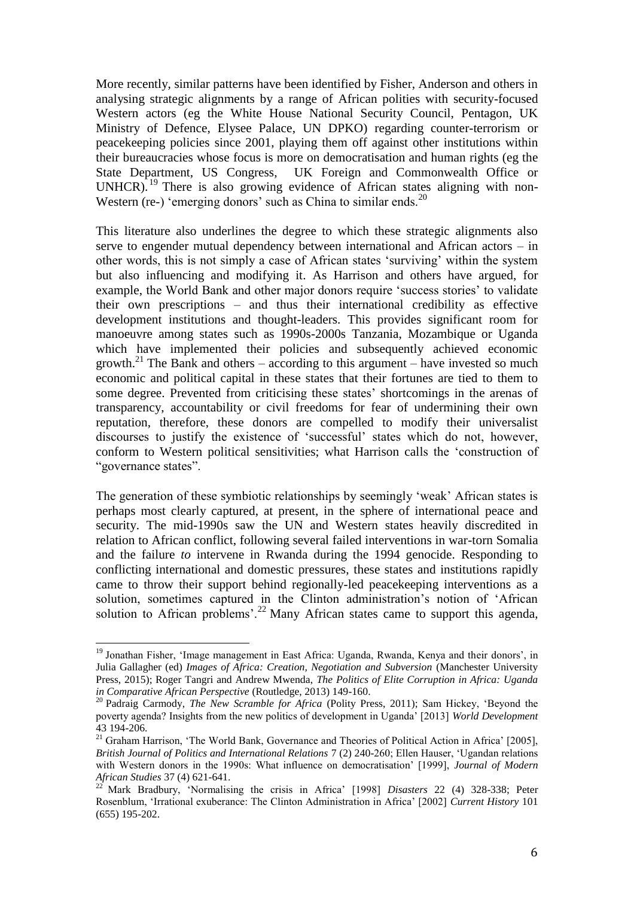More recently, similar patterns have been identified by Fisher, Anderson and others in analysing strategic alignments by a range of African polities with security-focused Western actors (eg the White House National Security Council, Pentagon, UK Ministry of Defence, Elysee Palace, UN DPKO) regarding counter-terrorism or peacekeeping policies since 2001, playing them off against other institutions within their bureaucracies whose focus is more on democratisation and human rights (eg the State Department, US Congress, UK Foreign and Commonwealth Office or UNHCR).[19] There is also growing evidence of African states aligning with non-Western (re-) 'emerging donors' such as China to similar ends.[20]

This literature also underlines the degree to which these strategic alignments also serve to engender mutual dependency between international and African actors – in other words, this is not simply a case of African states 'surviving' within the system but also influencing and modifying it. As Harrison and others have argued, for example, the World Bank and other major donors require 'success stories' to validate their own prescriptions – and thus their international credibility as effective development institutions and thought-leaders. This provides significant room for manoeuvre among states such as 1990s-2000s Tanzania, Mozambique or Uganda which have implemented their policies and subsequently achieved economic growth.[21] The Bank and others – according to this argument – have invested so much economic and political capital in these states that their fortunes are tied to them to some degree. Prevented from criticising these states' shortcomings in the arenas of transparency, accountability or civil freedoms for fear of undermining their own reputation, therefore, these donors are compelled to modify their universalist discourses to justify the existence of 'successful' states which do not, however, conform to Western political sensitivities; what Harrison calls the 'construction of "governance states".

The generation of these symbiotic relationships by seemingly 'weak' African states is perhaps most clearly captured, at present, in the sphere of international peace and security. The mid-1990s saw the UN and Western states heavily discredited in relation to African conflict, following several failed interventions in war-torn Somalia and the failure *to* intervene in Rwanda during the 1994 genocide. Responding to conflicting international and domestic pressures, these states and institutions rapidly came to throw their support behind regionally-led peacekeeping interventions as a solution, sometimes captured in the Clinton administration's notion of 'African solution to African problems'.[22] Many African states came to support this agenda,

---

[19] Jonathan Fisher, 'Image management in East Africa: Uganda, Rwanda, Kenya and their donors', in Julia Gallagher (ed) *Images of Africa: Creation, Negotiation and Subversion* (Manchester University Press, 2015); Roger Tangri and Andrew Mwenda, *The Politics of Elite Corruption in Africa: Uganda in Comparative African Perspective* (Routledge, 2013) 149-160.

[20] Padraig Carmody, *The New Scramble for Africa* (Polity Press, 2011); Sam Hickey, 'Beyond the poverty agenda? Insights from the new politics of development in Uganda' [2013] *World Development* 43 194-206.

[21] Graham Harrison, 'The World Bank, Governance and Theories of Political Action in Africa' [2005], *British Journal of Politics and International Relations* 7 (2) 240-260; Ellen Hauser, 'Ugandan relations with Western donors in the 1990s: What influence on democratisation' [1999], *Journal of Modern African Studies* 37 (4) 621-641.

[22] Mark Bradbury, 'Normalising the crisis in Africa' [1998] *Disasters* 22 (4) 328-338; Peter Rosenblum, 'Irrational exuberance: The Clinton Administration in Africa' [2002] *Current History* 101 (655) 195-202.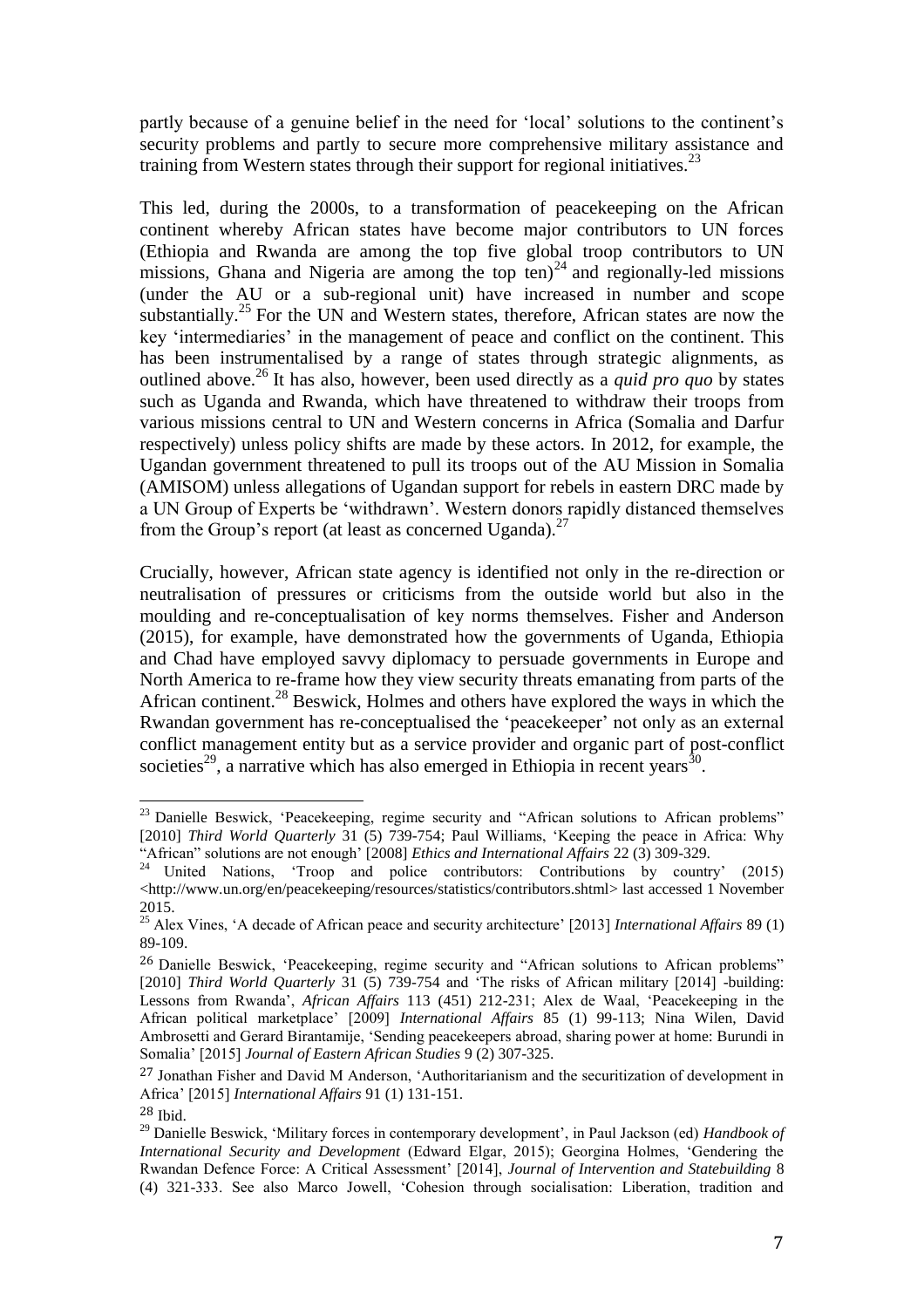partly because of a genuine belief in the need for 'local' solutions to the continent's security problems and partly to secure more comprehensive military assistance and training from Western states through their support for regional initiatives.[23]

This led, during the 2000s, to a transformation of peacekeeping on the African continent whereby African states have become major contributors to UN forces (Ethiopia and Rwanda are among the top five global troop contributors to UN missions, Ghana and Nigeria are among the top ten)[24] and regionally-led missions (under the AU or a sub-regional unit) have increased in number and scope substantially.[25] For the UN and Western states, therefore, African states are now the key 'intermediaries' in the management of peace and conflict on the continent. This has been instrumentalised by a range of states through strategic alignments, as outlined above.[26] It has also, however, been used directly as a *quid pro quo* by states such as Uganda and Rwanda, which have threatened to withdraw their troops from various missions central to UN and Western concerns in Africa (Somalia and Darfur respectively) unless policy shifts are made by these actors. In 2012, for example, the Ugandan government threatened to pull its troops out of the AU Mission in Somalia (AMISOM) unless allegations of Ugandan support for rebels in eastern DRC made by a UN Group of Experts be 'withdrawn'. Western donors rapidly distanced themselves from the Group's report (at least as concerned Uganda).[27]

Crucially, however, African state agency is identified not only in the re-direction or neutralisation of pressures or criticisms from the outside world but also in the moulding and re-conceptualisation of key norms themselves. Fisher and Anderson (2015), for example, have demonstrated how the governments of Uganda, Ethiopia and Chad have employed savvy diplomacy to persuade governments in Europe and North America to re-frame how they view security threats emanating from parts of the African continent.[28] Beswick, Holmes and others have explored the ways in which the Rwandan government has re-conceptualised the 'peacekeeper' not only as an external conflict management entity but as a service provider and organic part of post-conflict societies[29], a narrative which has also emerged in Ethiopia in recent years[30].

---

[23] Danielle Beswick, 'Peacekeeping, regime security and "African solutions to African problems" [2010] *Third World Quarterly* 31 (5) 739-754; Paul Williams, 'Keeping the peace in Africa: Why "African" solutions are not enough' [2008] *Ethics and International Affairs* 22 (3) 309-329.

[24] United Nations, 'Troop and police contributors: Contributions by country' (2015) <http://www.un.org/en/peacekeeping/resources/statistics/contributors.shtml> last accessed 1 November 2015.

[25] Alex Vines, 'A decade of African peace and security architecture' [2013] *International Affairs* 89 (1) 89-109.

[26] Danielle Beswick, 'Peacekeeping, regime security and "African solutions to African problems" [2010] *Third World Quarterly* 31 (5) 739-754 and 'The risks of African military [2014] -building: Lessons from Rwanda', *African Affairs* 113 (451) 212-231; Alex de Waal, 'Peacekeeping in the African political marketplace' [2009] *International Affairs* 85 (1) 99-113; Nina Wilen, David Ambrosetti and Gerard Birantamije, 'Sending peacekeepers abroad, sharing power at home: Burundi in Somalia' [2015] *Journal of Eastern African Studies* 9 (2) 307-325.

[27] Jonathan Fisher and David M Anderson, 'Authoritarianism and the securitization of development in Africa' [2015] *International Affairs* 91 (1) 131-151.

[28] Ibid.

[29] Danielle Beswick, 'Military forces in contemporary development', in Paul Jackson (ed) *Handbook of International Security and Development* (Edward Elgar, 2015); Georgina Holmes, 'Gendering the Rwandan Defence Force: A Critical Assessment' [2014], *Journal of Intervention and Statebuilding* 8 (4) 321-333. See also Marco Jowell, 'Cohesion through socialisation: Liberation, tradition and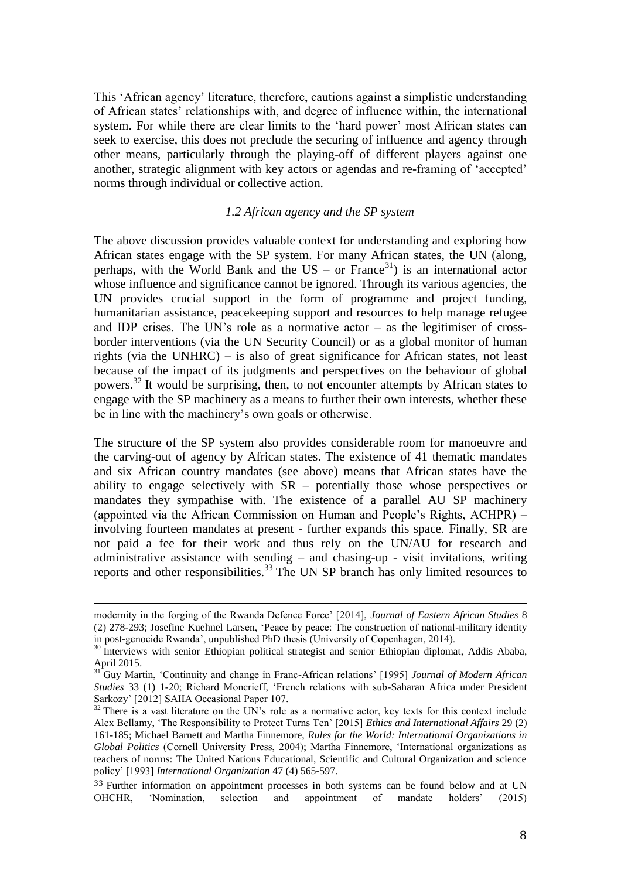This 'African agency' literature, therefore, cautions against a simplistic understanding of African states' relationships with, and degree of influence within, the international system. For while there are clear limits to the 'hard power' most African states can seek to exercise, this does not preclude the securing of influence and agency through other means, particularly through the playing-off of different players against one another, strategic alignment with key actors or agendas and re-framing of 'accepted' norms through individual or collective action.

### *1.2 African agency and the SP system*

The above discussion provides valuable context for understanding and exploring how African states engage with the SP system. For many African states, the UN (along, perhaps, with the World Bank and the US – or France[31]) is an international actor whose influence and significance cannot be ignored. Through its various agencies, the UN provides crucial support in the form of programme and project funding, humanitarian assistance, peacekeeping support and resources to help manage refugee and IDP crises. The UN's role as a normative actor – as the legitimiser of cross-border interventions (via the UN Security Council) or as a global monitor of human rights (via the UNHRC) – is also of great significance for African states, not least because of the impact of its judgments and perspectives on the behaviour of global powers.[32] It would be surprising, then, to not encounter attempts by African states to engage with the SP machinery as a means to further their own interests, whether these be in line with the machinery's own goals or otherwise.

The structure of the SP system also provides considerable room for manoeuvre and the carving-out of agency by African states. The existence of 41 thematic mandates and six African country mandates (see above) means that African states have the ability to engage selectively with SR – potentially those whose perspectives or mandates they sympathise with. The existence of a parallel AU SP machinery (appointed via the African Commission on Human and People's Rights, ACHPR) – involving fourteen mandates at present - further expands this space. Finally, SR are not paid a fee for their work and thus rely on the UN/AU for research and administrative assistance with sending – and chasing-up - visit invitations, writing reports and other responsibilities.[33] The UN SP branch has only limited resources to

---

modernity in the forging of the Rwanda Defence Force' [2014], *Journal of Eastern African Studies* 8 (2) 278-293; Josefine Kuehnel Larsen, 'Peace by peace: The construction of national-military identity in post-genocide Rwanda', unpublished PhD thesis (University of Copenhagen, 2014).

[30] Interviews with senior Ethiopian political strategist and senior Ethiopian diplomat, Addis Ababa, April 2015.

[31] Guy Martin, 'Continuity and change in Franc-African relations' [1995] *Journal of Modern African Studies* 33 (1) 1-20; Richard Moncrieff, 'French relations with sub-Saharan Africa under President Sarkozy' [2012] SAIIA Occasional Paper 107.

[32] There is a vast literature on the UN's role as a normative actor, key texts for this context include Alex Bellamy, 'The Responsibility to Protect Turns Ten' [2015] *Ethics and International Affairs* 29 (2) 161-185; Michael Barnett and Martha Finnemore, *Rules for the World: International Organizations in Global Politics* (Cornell University Press, 2004); Martha Finnemore, 'International organizations as teachers of norms: The United Nations Educational, Scientific and Cultural Organization and science policy' [1993] *International Organization* 47 (4) 565-597.

[33] Further information on appointment processes in both systems can be found below and at UN OHCHR, 'Nomination, selection and appointment of mandate holders' (2015)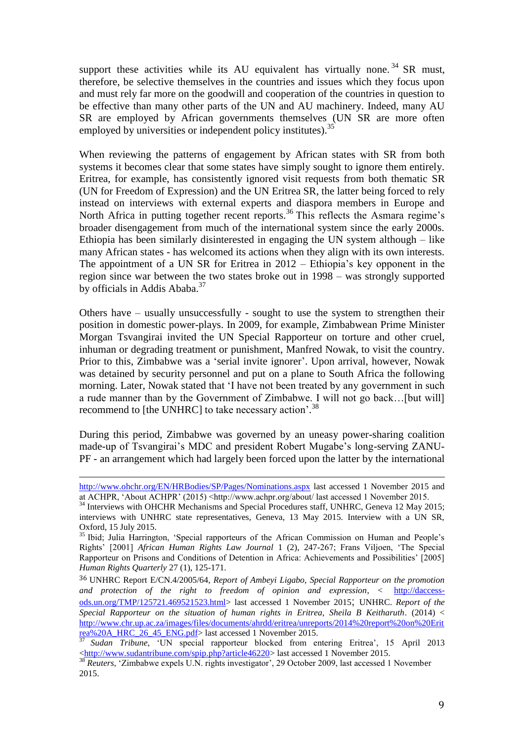support these activities while its AU equivalent has virtually none.[34] SR must, therefore, be selective themselves in the countries and issues which they focus upon and must rely far more on the goodwill and cooperation of the countries in question to be effective than many other parts of the UN and AU machinery. Indeed, many AU SR are employed by African governments themselves (UN SR are more often employed by universities or independent policy institutes).[35]

When reviewing the patterns of engagement by African states with SR from both systems it becomes clear that some states have simply sought to ignore them entirely. Eritrea, for example, has consistently ignored visit requests from both thematic SR (UN for Freedom of Expression) and the UN Eritrea SR, the latter being forced to rely instead on interviews with external experts and diaspora members in Europe and North Africa in putting together recent reports.[36] This reflects the Asmara regime's broader disengagement from much of the international system since the early 2000s. Ethiopia has been similarly disinterested in engaging the UN system although – like many African states - has welcomed its actions when they align with its own interests. The appointment of a UN SR for Eritrea in 2012 – Ethiopia's key opponent in the region since war between the two states broke out in 1998 – was strongly supported by officials in Addis Ababa.[37]

Others have – usually unsuccessfully - sought to use the system to strengthen their position in domestic power-plays. In 2009, for example, Zimbabwean Prime Minister Morgan Tsvangirai invited the UN Special Rapporteur on torture and other cruel, inhuman or degrading treatment or punishment, Manfred Nowak, to visit the country. Prior to this, Zimbabwe was a 'serial invite ignorer'. Upon arrival, however, Nowak was detained by security personnel and put on a plane to South Africa the following morning. Later, Nowak stated that 'I have not been treated by any government in such a rude manner than by the Government of Zimbabwe. I will not go back…[but will] recommend to [the UNHRC] to take necessary action'.[38]

During this period, Zimbabwe was governed by an uneasy power-sharing coalition made-up of Tsvangirai's MDC and president Robert Mugabe's long-serving ZANU-PF - an arrangement which had largely been forced upon the latter by the international

---

http://www.ohchr.org/EN/HRBodies/SP/Pages/Nominations.aspx last accessed 1 November 2015 and at ACHPR, 'About ACHPR' (2015) <http://www.achpr.org/about/ last accessed 1 November 2015.

[34] Interviews with OHCHR Mechanisms and Special Procedures staff, UNHRC, Geneva 12 May 2015; interviews with UNHRC state representatives, Geneva, 13 May 2015. Interview with a UN SR, Oxford, 15 July 2015.

[35] Ibid; Julia Harrington, 'Special rapporteurs of the African Commission on Human and People's Rights' [2001] *African Human Rights Law Journal* 1 (2), 247-267; Frans Viljoen, 'The Special Rapporteur on Prisons and Conditions of Detention in Africa: Achievements and Possibilities' [2005] *Human Rights Quarterly* 27 (1), 125-171.

[36] UNHRC Report E/CN.4/2005/64, *Report of Ambeyi Ligabo, Special Rapporteur on the promotion and protection of the right to freedom of opinion and expression*, < http://daccess-ods.un.org/TMP/125721.469521523.html> last accessed 1 November 2015; UNHRC. *Report of the Special Rapporteur on the situation of human rights in Eritrea, Sheila B Keitharuth*. (2014) < http://www.chr.up.ac.za/images/files/documents/ahrdd/eritrea/unreports/2014%20report%20on%20Eritrea%20A_HRC_26_45_ENG.pdf> last accessed 1 November 2015.

[37] *Sudan Tribune*, 'UN special rapporteur blocked from entering Eritrea', 15 April 2013 <http://www.sudantribune.com/spip.php?article46220> last accessed 1 November 2015.

[38] *Reuters*, 'Zimbabwe expels U.N. rights investigator', 29 October 2009, last accessed 1 November 2015.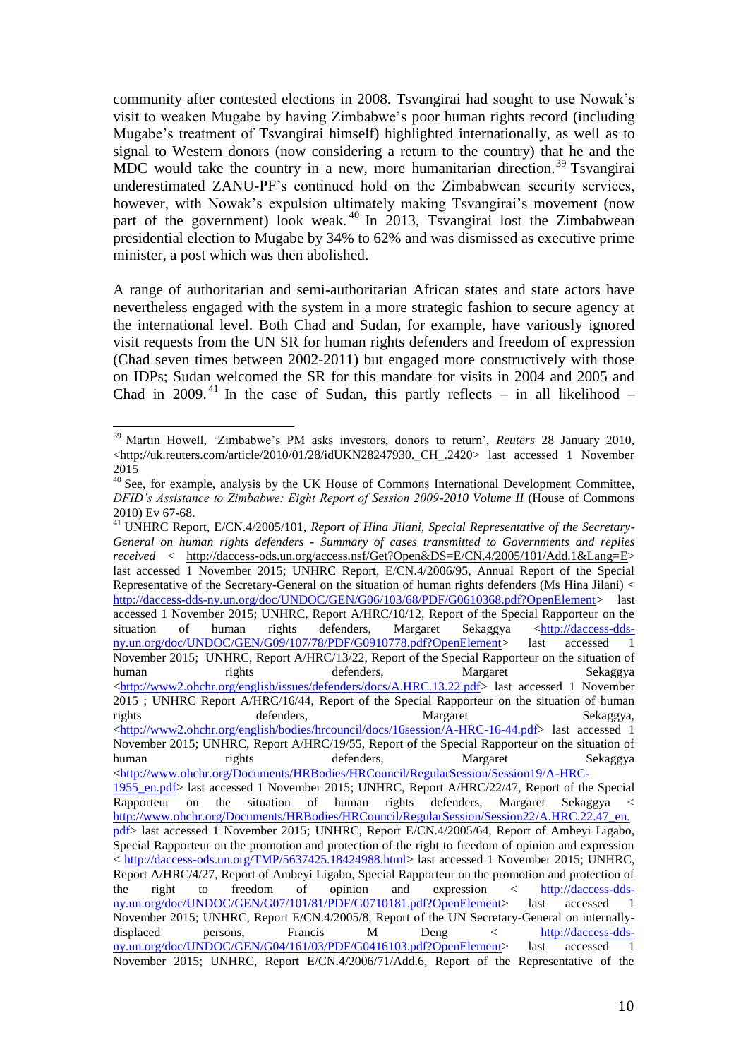community after contested elections in 2008. Tsvangirai had sought to use Nowak's visit to weaken Mugabe by having Zimbabwe's poor human rights record (including Mugabe's treatment of Tsvangirai himself) highlighted internationally, as well as to signal to Western donors (now considering a return to the country) that he and the MDC would take the country in a new, more humanitarian direction.[39] Tsvangirai underestimated ZANU-PF's continued hold on the Zimbabwean security services, however, with Nowak's expulsion ultimately making Tsvangirai's movement (now part of the government) look weak.[40] In 2013, Tsvangirai lost the Zimbabwean presidential election to Mugabe by 34% to 62% and was dismissed as executive prime minister, a post which was then abolished.

A range of authoritarian and semi-authoritarian African states and state actors have nevertheless engaged with the system in a more strategic fashion to secure agency at the international level. Both Chad and Sudan, for example, have variously ignored visit requests from the UN SR for human rights defenders and freedom of expression (Chad seven times between 2002-2011) but engaged more constructively with those on IDPs; Sudan welcomed the SR for this mandate for visits in 2004 and 2005 and Chad in 2009.[41] In the case of Sudan, this partly reflects – in all likelihood –

---

[39] Martin Howell, 'Zimbabwe's PM asks investors, donors to return', *Reuters* 28 January 2010, <http://uk.reuters.com/article/2010/01/28/idUKN28247930._CH_.2420> last accessed 1 November 2015

[40] See, for example, analysis by the UK House of Commons International Development Committee, *DFID's Assistance to Zimbabwe: Eight Report of Session 2009-2010 Volume II* (House of Commons 2010) Ev 67-68.

[41] UNHRC Report, E/CN.4/2005/101, *Report of Hina Jilani, Special Representative of the Secretary-General on human rights defenders - Summary of cases transmitted to Governments and replies received* < http://daccess-ods.un.org/access.nsf/Get?Open&DS=E/CN.4/2005/101/Add.1&Lang=E> last accessed 1 November 2015; UNHRC Report, E/CN.4/2006/95, Annual Report of the Special Representative of the Secretary-General on the situation of human rights defenders (Ms Hina Jilani) < http://daccess-dds-ny.un.org/doc/UNDOC/GEN/G06/103/68/PDF/G0610368.pdf?OpenElement> last accessed 1 November 2015; UNHRC, Report A/HRC/10/12, Report of the Special Rapporteur on the situation of human rights defenders, Margaret Sekaggya <http://daccess-dds-ny.un.org/doc/UNDOC/GEN/G09/107/78/PDF/G0910778.pdf?OpenElement> last accessed 1 November 2015; UNHRC, Report A/HRC/13/22, Report of the Special Rapporteur on the situation of human rights defenders, Margaret Sekaggya <http://www2.ohchr.org/english/issues/defenders/docs/A.HRC.13.22.pdf> last accessed 1 November 2015 ; UNHRC Report A/HRC/16/44, Report of the Special Rapporteur on the situation of human rights defenders, Margaret Sekaggya, <http://www2.ohchr.org/english/bodies/hrcouncil/docs/16session/A-HRC-16-44.pdf> last accessed 1 November 2015; UNHRC, Report A/HRC/19/55, Report of the Special Rapporteur on the situation of human rights defenders, Margaret Sekaggya <http://www.ohchr.org/Documents/HRBodies/HRCouncil/RegularSession/Session19/A-HRC-1955_en.pdf> last accessed 1 November 2015; UNHRC, Report A/HRC/22/47, Report of the Special Rapporteur on the situation of human rights defenders, Margaret Sekaggya < http://www.ohchr.org/Documents/HRBodies/HRCouncil/RegularSession/Session22/A.HRC.22.47_en.pdf> last accessed 1 November 2015; UNHRC, Report E/CN.4/2005/64, Report of Ambeyi Ligabo, Special Rapporteur on the promotion and protection of the right to freedom of opinion and expression < http://daccess-ods.un.org/TMP/5637425.18424988.html> last accessed 1 November 2015; UNHRC, Report A/HRC/4/27, Report of Ambeyi Ligabo, Special Rapporteur on the promotion and protection of the right to freedom of opinion and expression < http://daccess-dds-ny.un.org/doc/UNDOC/GEN/G07/101/81/PDF/G0710181.pdf?OpenElement> last accessed 1 November 2015; UNHRC, Report E/CN.4/2005/8, Report of the UN Secretary-General on internally-displaced persons, Francis M Deng < http://daccess-dds-ny.un.org/doc/UNDOC/GEN/G04/161/03/PDF/G0416103.pdf?OpenElement> last accessed 1 November 2015; UNHRC, Report E/CN.4/2006/71/Add.6, Report of the Representative of the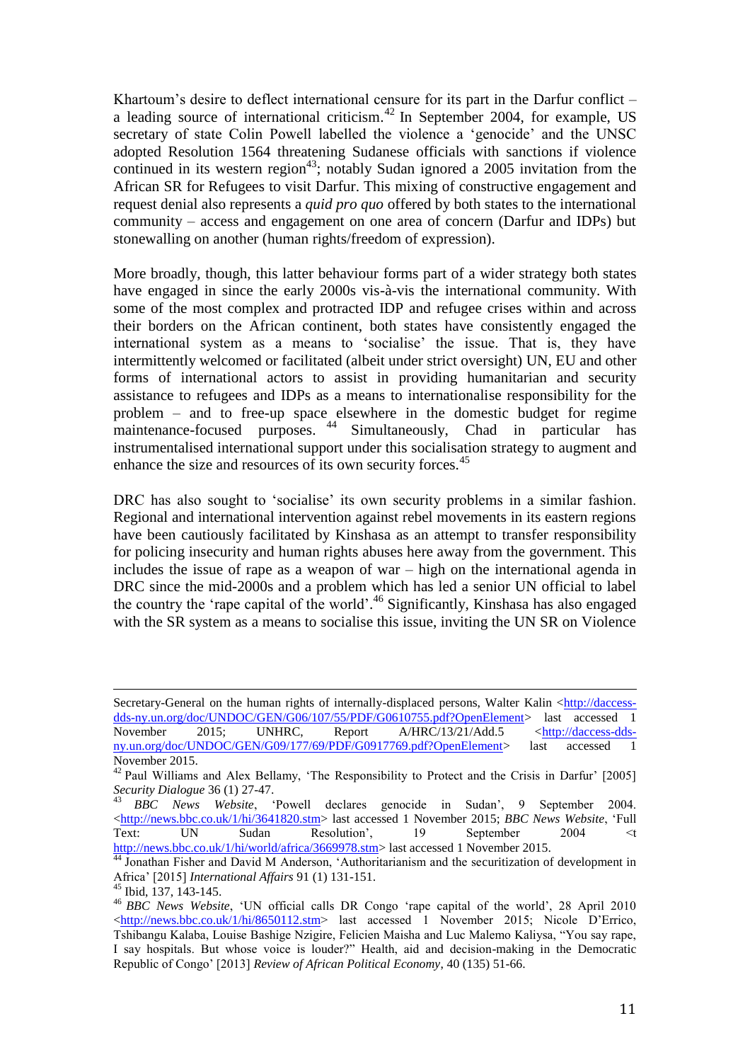Khartoum's desire to deflect international censure for its part in the Darfur conflict – a leading source of international criticism.[42] In September 2004, for example, US secretary of state Colin Powell labelled the violence a 'genocide' and the UNSC adopted Resolution 1564 threatening Sudanese officials with sanctions if violence continued in its western region[43]; notably Sudan ignored a 2005 invitation from the African SR for Refugees to visit Darfur. This mixing of constructive engagement and request denial also represents a *quid pro quo* offered by both states to the international community – access and engagement on one area of concern (Darfur and IDPs) but stonewalling on another (human rights/freedom of expression).

More broadly, though, this latter behaviour forms part of a wider strategy both states have engaged in since the early 2000s vis-à-vis the international community. With some of the most complex and protracted IDP and refugee crises within and across their borders on the African continent, both states have consistently engaged the international system as a means to 'socialise' the issue. That is, they have intermittently welcomed or facilitated (albeit under strict oversight) UN, EU and other forms of international actors to assist in providing humanitarian and security assistance to refugees and IDPs as a means to internationalise responsibility for the problem – and to free-up space elsewhere in the domestic budget for regime maintenance-focused purposes.[44] Simultaneously, Chad in particular has instrumentalised international support under this socialisation strategy to augment and enhance the size and resources of its own security forces.[45]

DRC has also sought to 'socialise' its own security problems in a similar fashion. Regional and international intervention against rebel movements in its eastern regions have been cautiously facilitated by Kinshasa as an attempt to transfer responsibility for policing insecurity and human rights abuses here away from the government. This includes the issue of rape as a weapon of war – high on the international agenda in DRC since the mid-2000s and a problem which has led a senior UN official to label the country the 'rape capital of the world'.[46] Significantly, Kinshasa has also engaged with the SR system as a means to socialise this issue, inviting the UN SR on Violence

---

Secretary-General on the human rights of internally-displaced persons, Walter Kalin <http://daccess-dds-ny.un.org/doc/UNDOC/GEN/G06/107/55/PDF/G0610755.pdf?OpenElement> last accessed 1 November 2015; UNHRC, Report A/HRC/13/21/Add.5 <http://daccess-dds-ny.un.org/doc/UNDOC/GEN/G09/177/69/PDF/G0917769.pdf?OpenElement> last accessed 1 November 2015.

[42] Paul Williams and Alex Bellamy, 'The Responsibility to Protect and the Crisis in Darfur' [2005] *Security Dialogue* 36 (1) 27-47.

[43] *BBC News Website*, 'Powell declares genocide in Sudan', 9 September 2004. <http://news.bbc.co.uk/1/hi/3641820.stm> last accessed 1 November 2015; *BBC News Website*, 'Full Text: UN Sudan Resolution', 19 September 2004 <http://news.bbc.co.uk/1/hi/world/africa/3669978.stm> last accessed 1 November 2015.

[44] Jonathan Fisher and David M Anderson, 'Authoritarianism and the securitization of development in Africa' [2015] *International Affairs* 91 (1) 131-151.

[45] Ibid, 137, 143-145.

[46] *BBC News Website*, 'UN official calls DR Congo 'rape capital of the world', 28 April 2010 <http://news.bbc.co.uk/1/hi/8650112.stm> last accessed 1 November 2015; Nicole D'Errico, Tshibangu Kalaba, Louise Bashige Nzigire, Felicien Maisha and Luc Malemo Kaliysa, "You say rape, I say hospitals. But whose voice is louder?" Health, aid and decision-making in the Democratic Republic of Congo' [2013] *Review of African Political Economy*, 40 (135) 51-66.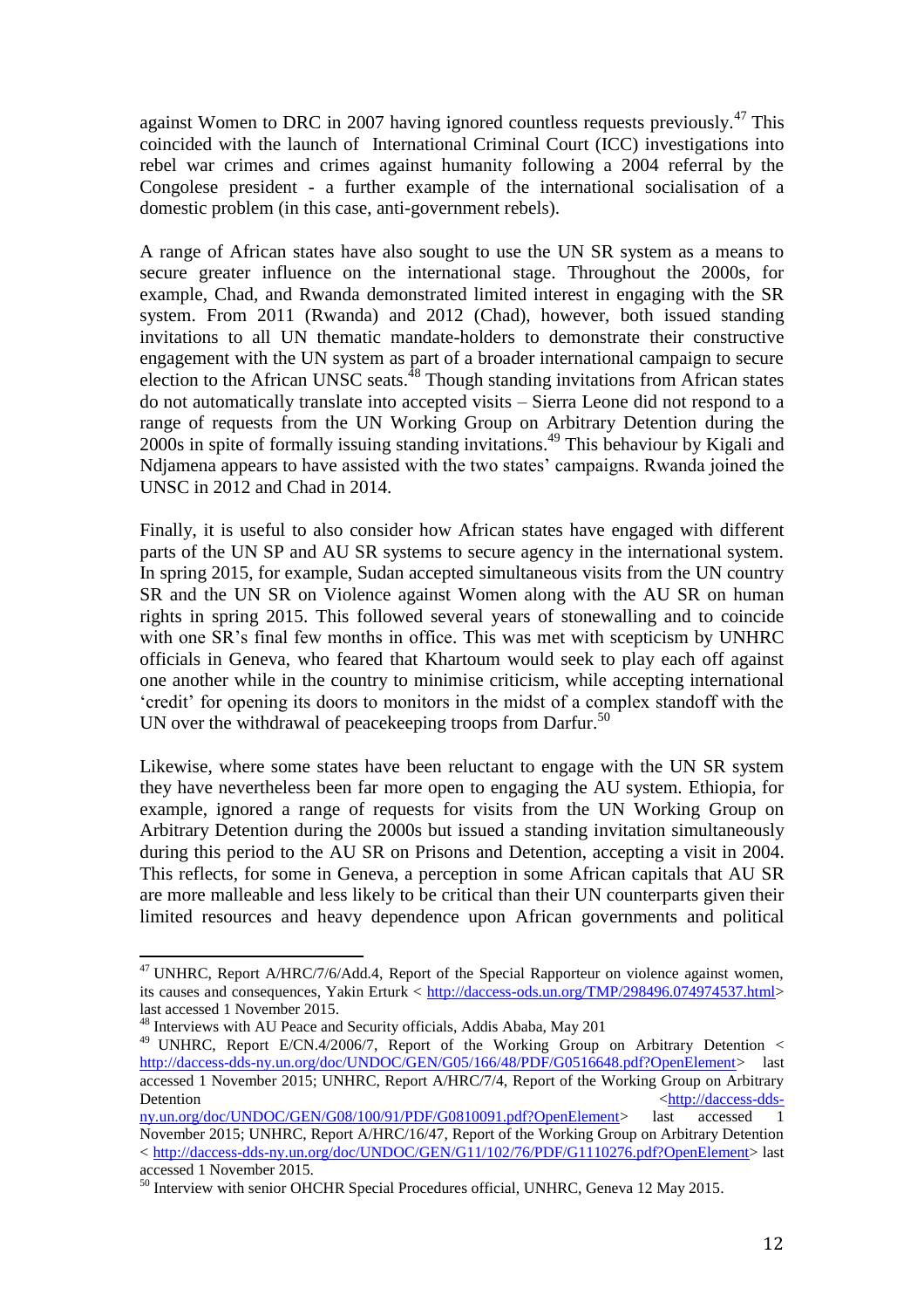against Women to DRC in 2007 having ignored countless requests previously.[47] This coincided with the launch of International Criminal Court (ICC) investigations into rebel war crimes and crimes against humanity following a 2004 referral by the Congolese president - a further example of the international socialisation of a domestic problem (in this case, anti-government rebels).

A range of African states have also sought to use the UN SR system as a means to secure greater influence on the international stage. Throughout the 2000s, for example, Chad, and Rwanda demonstrated limited interest in engaging with the SR system. From 2011 (Rwanda) and 2012 (Chad), however, both issued standing invitations to all UN thematic mandate-holders to demonstrate their constructive engagement with the UN system as part of a broader international campaign to secure election to the African UNSC seats.[48] Though standing invitations from African states do not automatically translate into accepted visits – Sierra Leone did not respond to a range of requests from the UN Working Group on Arbitrary Detention during the 2000s in spite of formally issuing standing invitations.[49] This behaviour by Kigali and Ndjamena appears to have assisted with the two states' campaigns. Rwanda joined the UNSC in 2012 and Chad in 2014.

Finally, it is useful to also consider how African states have engaged with different parts of the UN SP and AU SR systems to secure agency in the international system. In spring 2015, for example, Sudan accepted simultaneous visits from the UN country SR and the UN SR on Violence against Women along with the AU SR on human rights in spring 2015. This followed several years of stonewalling and to coincide with one SR's final few months in office. This was met with scepticism by UNHRC officials in Geneva, who feared that Khartoum would seek to play each off against one another while in the country to minimise criticism, while accepting international 'credit' for opening its doors to monitors in the midst of a complex standoff with the UN over the withdrawal of peacekeeping troops from Darfur.[50]

Likewise, where some states have been reluctant to engage with the UN SR system they have nevertheless been far more open to engaging the AU system. Ethiopia, for example, ignored a range of requests for visits from the UN Working Group on Arbitrary Detention during the 2000s but issued a standing invitation simultaneously during this period to the AU SR on Prisons and Detention, accepting a visit in 2004. This reflects, for some in Geneva, a perception in some African capitals that AU SR are more malleable and less likely to be critical than their UN counterparts given their limited resources and heavy dependence upon African governments and political

---

[47] UNHRC, Report A/HRC/7/6/Add.4, Report of the Special Rapporteur on violence against women, its causes and consequences, Yakin Erturk < http://daccess-ods.un.org/TMP/298496.074974537.html> last accessed 1 November 2015.

[48] Interviews with AU Peace and Security officials, Addis Ababa, May 201

[49] UNHRC, Report E/CN.4/2006/7, Report of the Working Group on Arbitrary Detention < http://daccess-dds-ny.un.org/doc/UNDOC/GEN/G05/166/48/PDF/G0516648.pdf?OpenElement> last accessed 1 November 2015; UNHRC, Report A/HRC/7/4, Report of the Working Group on Arbitrary Detention <http://daccess-dds-ny.un.org/doc/UNDOC/GEN/G08/100/91/PDF/G0810091.pdf?OpenElement> last accessed 1 November 2015; UNHRC, Report A/HRC/16/47, Report of the Working Group on Arbitrary Detention < http://daccess-dds-ny.un.org/doc/UNDOC/GEN/G11/102/76/PDF/G1110276.pdf?OpenElement> last accessed 1 November 2015.

[50] Interview with senior OHCHR Special Procedures official, UNHRC, Geneva 12 May 2015.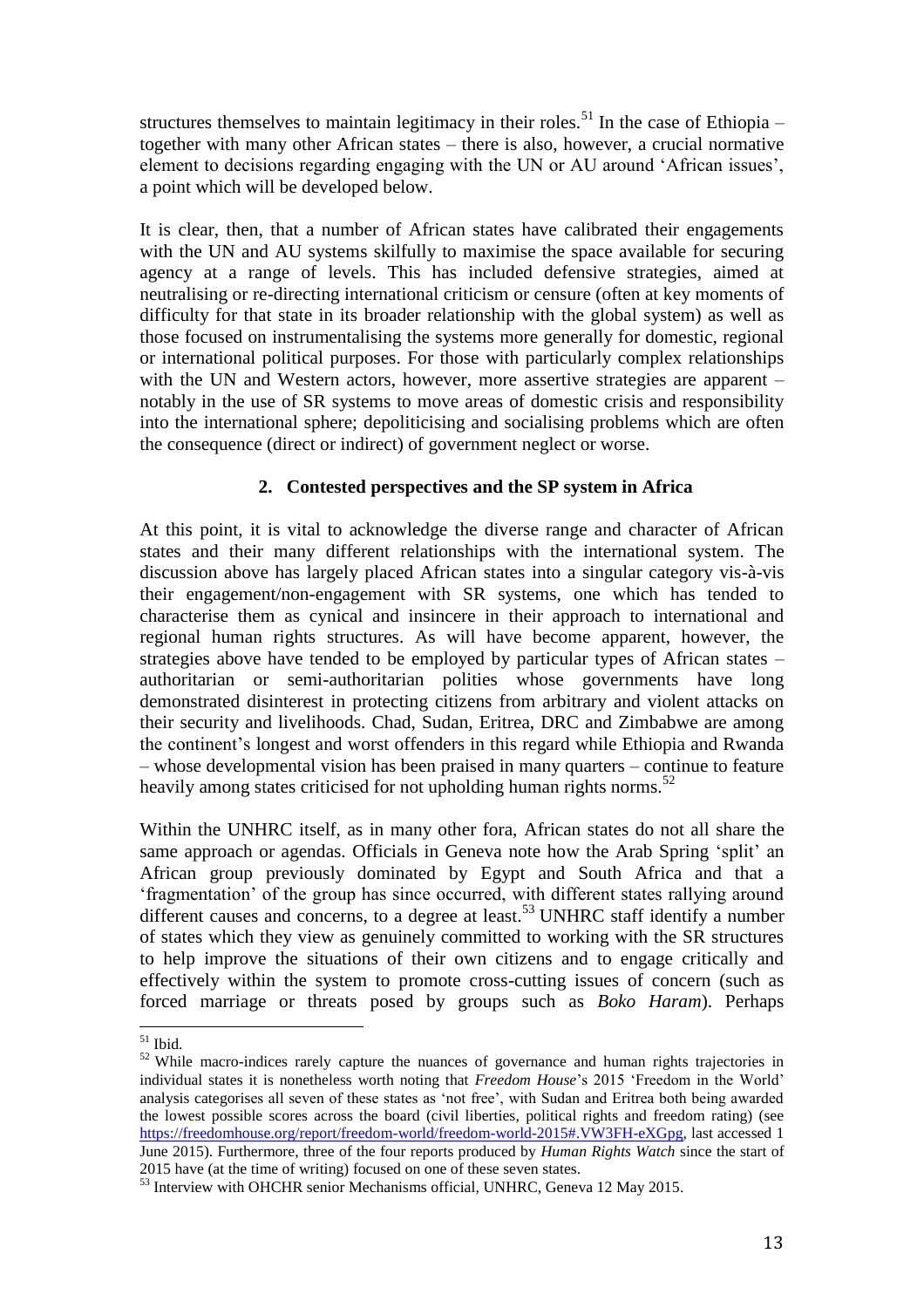structures themselves to maintain legitimacy in their roles.[51] In the case of Ethiopia – together with many other African states – there is also, however, a crucial normative element to decisions regarding engaging with the UN or AU around 'African issues', a point which will be developed below.

It is clear, then, that a number of African states have calibrated their engagements with the UN and AU systems skilfully to maximise the space available for securing agency at a range of levels. This has included defensive strategies, aimed at neutralising or re-directing international criticism or censure (often at key moments of difficulty for that state in its broader relationship with the global system) as well as those focused on instrumentalising the systems more generally for domestic, regional or international political purposes. For those with particularly complex relationships with the UN and Western actors, however, more assertive strategies are apparent – notably in the use of SR systems to move areas of domestic crisis and responsibility into the international sphere; depoliticising and socialising problems which are often the consequence (direct or indirect) of government neglect or worse.

## 2. Contested perspectives and the SP system in Africa

At this point, it is vital to acknowledge the diverse range and character of African states and their many different relationships with the international system. The discussion above has largely placed African states into a singular category vis-à-vis their engagement/non-engagement with SR systems, one which has tended to characterise them as cynical and insincere in their approach to international and regional human rights structures. As will have become apparent, however, the strategies above have tended to be employed by particular types of African states – authoritarian or semi-authoritarian polities whose governments have long demonstrated disinterest in protecting citizens from arbitrary and violent attacks on their security and livelihoods. Chad, Sudan, Eritrea, DRC and Zimbabwe are among the continent's longest and worst offenders in this regard while Ethiopia and Rwanda – whose developmental vision has been praised in many quarters – continue to feature heavily among states criticised for not upholding human rights norms.[52]

Within the UNHRC itself, as in many other fora, African states do not all share the same approach or agendas. Officials in Geneva note how the Arab Spring 'split' an African group previously dominated by Egypt and South Africa and that a 'fragmentation' of the group has since occurred, with different states rallying around different causes and concerns, to a degree at least.[53] UNHRC staff identify a number of states which they view as genuinely committed to working with the SR structures to help improve the situations of their own citizens and to engage critically and effectively within the system to promote cross-cutting issues of concern (such as forced marriage or threats posed by groups such as *Boko Haram*). Perhaps

---

[51] Ibid.

[52] While macro-indices rarely capture the nuances of governance and human rights trajectories in individual states it is nonetheless worth noting that *Freedom House*'s 2015 'Freedom in the World' analysis categorises all seven of these states as 'not free', with Sudan and Eritrea both being awarded the lowest possible scores across the board (civil liberties, political rights and freedom rating) (see https://freedomhouse.org/report/freedom-world/freedom-world-2015#.VW3FH-eXGpg, last accessed 1 June 2015). Furthermore, three of the four reports produced by *Human Rights Watch* since the start of 2015 have (at the time of writing) focused on one of these seven states.

[53] Interview with OHCHR senior Mechanisms official, UNHRC, Geneva 12 May 2015.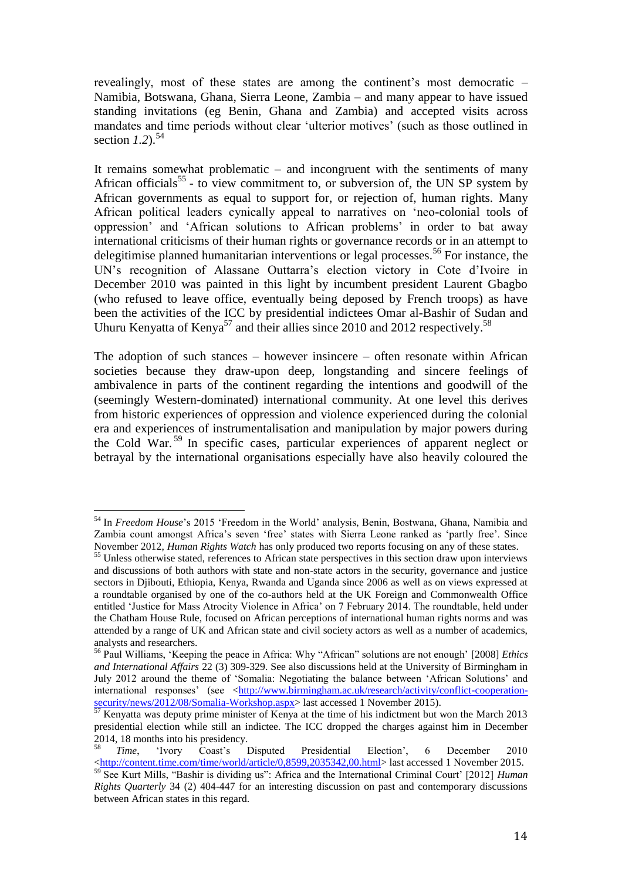revealingly, most of these states are among the continent's most democratic – Namibia, Botswana, Ghana, Sierra Leone, Zambia – and many appear to have issued standing invitations (eg Benin, Ghana and Zambia) and accepted visits across mandates and time periods without clear 'ulterior motives' (such as those outlined in section *1.2*).[54]

It remains somewhat problematic – and incongruent with the sentiments of many African officials[55] - to view commitment to, or subversion of, the UN SP system by African governments as equal to support for, or rejection of, human rights. Many African political leaders cynically appeal to narratives on 'neo-colonial tools of oppression' and 'African solutions to African problems' in order to bat away international criticisms of their human rights or governance records or in an attempt to delegitimise planned humanitarian interventions or legal processes.[56] For instance, the UN's recognition of Alassane Outtarra's election victory in Cote d'Ivoire in December 2010 was painted in this light by incumbent president Laurent Gbagbo (who refused to leave office, eventually being deposed by French troops) as have been the activities of the ICC by presidential indictees Omar al-Bashir of Sudan and Uhuru Kenyatta of Kenya[57] and their allies since 2010 and 2012 respectively.[58]

The adoption of such stances – however insincere – often resonate within African societies because they draw-upon deep, longstanding and sincere feelings of ambivalence in parts of the continent regarding the intentions and goodwill of the (seemingly Western-dominated) international community. At one level this derives from historic experiences of oppression and violence experienced during the colonial era and experiences of instrumentalisation and manipulation by major powers during the Cold War.[59] In specific cases, particular experiences of apparent neglect or betrayal by the international organisations especially have also heavily coloured the

---

[54] In *Freedom House*'s 2015 'Freedom in the World' analysis, Benin, Bostwana, Ghana, Namibia and Zambia count amongst Africa's seven 'free' states with Sierra Leone ranked as 'partly free'. Since November 2012, *Human Rights Watch* has only produced two reports focusing on any of these states.

[55] Unless otherwise stated, references to African state perspectives in this section draw upon interviews and discussions of both authors with state and non-state actors in the security, governance and justice sectors in Djibouti, Ethiopia, Kenya, Rwanda and Uganda since 2006 as well as on views expressed at a roundtable organised by one of the co-authors held at the UK Foreign and Commonwealth Office entitled 'Justice for Mass Atrocity Violence in Africa' on 7 February 2014. The roundtable, held under the Chatham House Rule, focused on African perceptions of international human rights norms and was attended by a range of UK and African state and civil society actors as well as a number of academics, analysts and researchers.

[56] Paul Williams, 'Keeping the peace in Africa: Why "African" solutions are not enough' [2008] *Ethics and International Affairs* 22 (3) 309-329. See also discussions held at the University of Birmingham in July 2012 around the theme of 'Somalia: Negotiating the balance between 'African Solutions' and international responses' (see <http://www.birmingham.ac.uk/research/activity/conflict-cooperation-security/news/2012/08/Somalia-Workshop.aspx> last accessed 1 November 2015).

[57] Kenyatta was deputy prime minister of Kenya at the time of his indictment but won the March 2013 presidential election while still an indictee. The ICC dropped the charges against him in December 2014, 18 months into his presidency.

[58] *Time*, 'Ivory Coast's Disputed Presidential Election', 6 December 2010 <http://content.time.com/time/world/article/0,8599,2035342,00.html> last accessed 1 November 2015.

[59] See Kurt Mills, "Bashir is dividing us": Africa and the International Criminal Court' [2012] *Human Rights Quarterly* 34 (2) 404-447 for an interesting discussion on past and contemporary discussions between African states in this regard.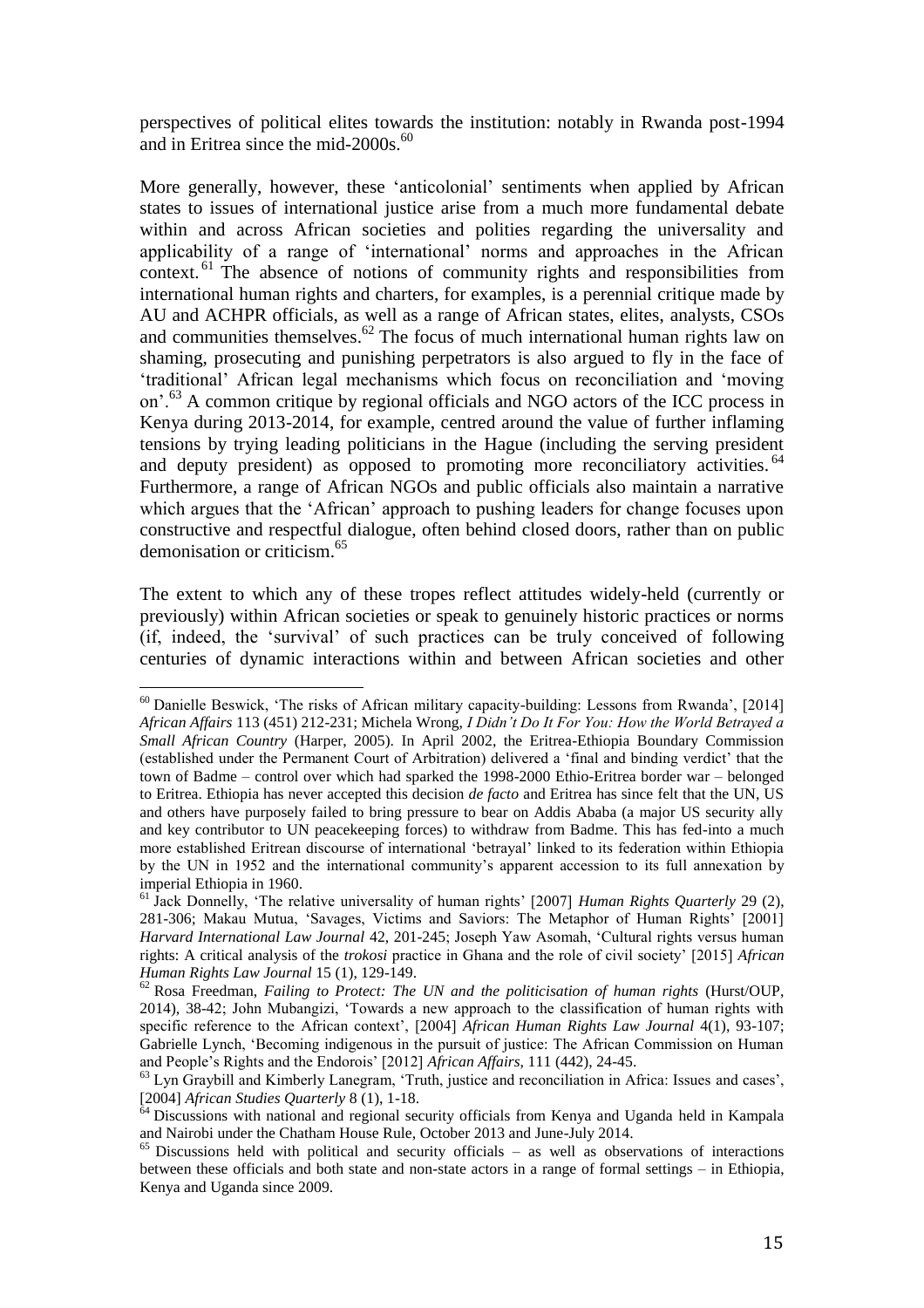perspectives of political elites towards the institution: notably in Rwanda post-1994 and in Eritrea since the mid-2000s.[60]

More generally, however, these 'anticolonial' sentiments when applied by African states to issues of international justice arise from a much more fundamental debate within and across African societies and polities regarding the universality and applicability of a range of 'international' norms and approaches in the African context.[61] The absence of notions of community rights and responsibilities from international human rights and charters, for examples, is a perennial critique made by AU and ACHPR officials, as well as a range of African states, elites, analysts, CSOs and communities themselves.[62] The focus of much international human rights law on shaming, prosecuting and punishing perpetrators is also argued to fly in the face of 'traditional' African legal mechanisms which focus on reconciliation and 'moving on'.[63] A common critique by regional officials and NGO actors of the ICC process in Kenya during 2013-2014, for example, centred around the value of further inflaming tensions by trying leading politicians in the Hague (including the serving president and deputy president) as opposed to promoting more reconciliatory activities.[64] Furthermore, a range of African NGOs and public officials also maintain a narrative which argues that the 'African' approach to pushing leaders for change focuses upon constructive and respectful dialogue, often behind closed doors, rather than on public demonisation or criticism.[65]

The extent to which any of these tropes reflect attitudes widely-held (currently or previously) within African societies or speak to genuinely historic practices or norms (if, indeed, the 'survival' of such practices can be truly conceived of following centuries of dynamic interactions within and between African societies and other

---

[60] Danielle Beswick, 'The risks of African military capacity-building: Lessons from Rwanda', [2014] *African Affairs* 113 (451) 212-231; Michela Wrong, *I Didn't Do It For You: How the World Betrayed a Small African Country* (Harper, 2005). In April 2002, the Eritrea-Ethiopia Boundary Commission (established under the Permanent Court of Arbitration) delivered a 'final and binding verdict' that the town of Badme – control over which had sparked the 1998-2000 Ethio-Eritrea border war – belonged to Eritrea. Ethiopia has never accepted this decision *de facto* and Eritrea has since felt that the UN, US and others have purposely failed to bring pressure to bear on Addis Ababa (a major US security ally and key contributor to UN peacekeeping forces) to withdraw from Badme. This has fed-into a much more established Eritrean discourse of international 'betrayal' linked to its federation within Ethiopia by the UN in 1952 and the international community's apparent accession to its full annexation by imperial Ethiopia in 1960.

[61] Jack Donnelly, 'The relative universality of human rights' [2007] *Human Rights Quarterly* 29 (2), 281-306; Makau Mutua, 'Savages, Victims and Saviors: The Metaphor of Human Rights' [2001] *Harvard International Law Journal* 42, 201-245; Joseph Yaw Asomah, 'Cultural rights versus human rights: A critical analysis of the *trokosi* practice in Ghana and the role of civil society' [2015] *African Human Rights Law Journal* 15 (1), 129-149.

[62] Rosa Freedman, *Failing to Protect: The UN and the politicisation of human rights* (Hurst/OUP, 2014), 38-42; John Mubangizi, 'Towards a new approach to the classification of human rights with specific reference to the African context', [2004] *African Human Rights Law Journal* 4(1), 93-107; Gabrielle Lynch, 'Becoming indigenous in the pursuit of justice: The African Commission on Human and People's Rights and the Endorois' [2012] *African Affairs,* 111 (442), 24-45.

[63] Lyn Graybill and Kimberly Lanegram, 'Truth, justice and reconciliation in Africa: Issues and cases', [2004] *African Studies Quarterly* 8 (1), 1-18.

[64] Discussions with national and regional security officials from Kenya and Uganda held in Kampala and Nairobi under the Chatham House Rule, October 2013 and June-July 2014.

[65] Discussions held with political and security officials – as well as observations of interactions between these officials and both state and non-state actors in a range of formal settings – in Ethiopia, Kenya and Uganda since 2009.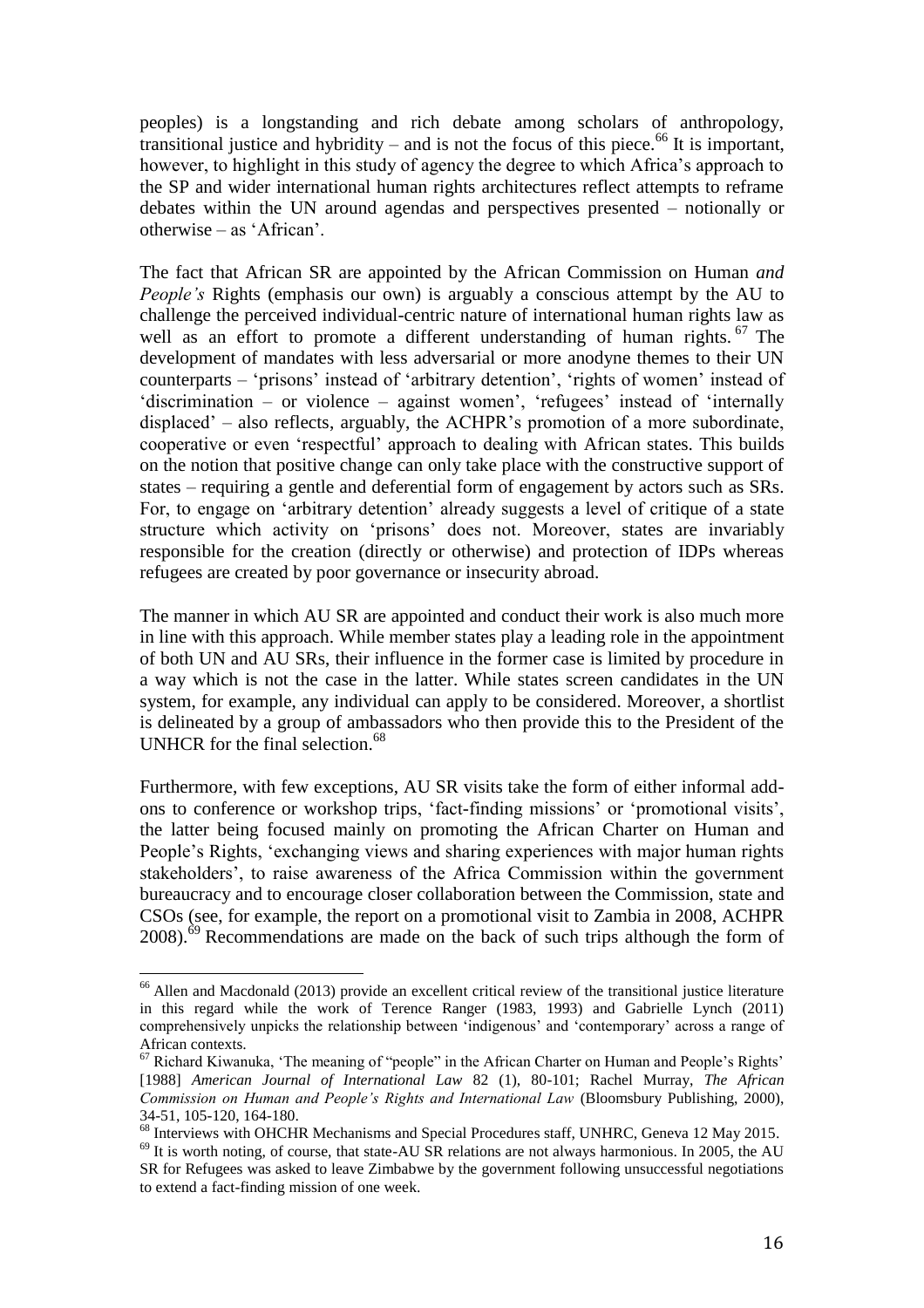peoples) is a longstanding and rich debate among scholars of anthropology, transitional justice and hybridity – and is not the focus of this piece.[66] It is important, however, to highlight in this study of agency the degree to which Africa's approach to the SP and wider international human rights architectures reflect attempts to reframe debates within the UN around agendas and perspectives presented – notionally or otherwise – as 'African'.

The fact that African SR are appointed by the African Commission on Human *and People's* Rights (emphasis our own) is arguably a conscious attempt by the AU to challenge the perceived individual-centric nature of international human rights law as well as an effort to promote a different understanding of human rights.[67] The development of mandates with less adversarial or more anodyne themes to their UN counterparts – 'prisons' instead of 'arbitrary detention', 'rights of women' instead of 'discrimination – or violence – against women', 'refugees' instead of 'internally displaced' – also reflects, arguably, the ACHPR's promotion of a more subordinate, cooperative or even 'respectful' approach to dealing with African states. This builds on the notion that positive change can only take place with the constructive support of states – requiring a gentle and deferential form of engagement by actors such as SRs. For, to engage on 'arbitrary detention' already suggests a level of critique of a state structure which activity on 'prisons' does not. Moreover, states are invariably responsible for the creation (directly or otherwise) and protection of IDPs whereas refugees are created by poor governance or insecurity abroad.

The manner in which AU SR are appointed and conduct their work is also much more in line with this approach. While member states play a leading role in the appointment of both UN and AU SRs, their influence in the former case is limited by procedure in a way which is not the case in the latter. While states screen candidates in the UN system, for example, any individual can apply to be considered. Moreover, a shortlist is delineated by a group of ambassadors who then provide this to the President of the UNHCR for the final selection.[68]

Furthermore, with few exceptions, AU SR visits take the form of either informal add-ons to conference or workshop trips, 'fact-finding missions' or 'promotional visits', the latter being focused mainly on promoting the African Charter on Human and People's Rights, 'exchanging views and sharing experiences with major human rights stakeholders', to raise awareness of the Africa Commission within the government bureaucracy and to encourage closer collaboration between the Commission, state and CSOs (see, for example, the report on a promotional visit to Zambia in 2008, ACHPR 2008).[69] Recommendations are made on the back of such trips although the form of

---

[66] Allen and Macdonald (2013) provide an excellent critical review of the transitional justice literature in this regard while the work of Terence Ranger (1983, 1993) and Gabrielle Lynch (2011) comprehensively unpicks the relationship between 'indigenous' and 'contemporary' across a range of African contexts.

[67] Richard Kiwanuka, 'The meaning of "people" in the African Charter on Human and People's Rights' [1988] *American Journal of International Law* 82 (1), 80-101; Rachel Murray, *The African Commission on Human and People's Rights and International Law* (Bloomsbury Publishing, 2000), 34-51, 105-120, 164-180.

[68] Interviews with OHCHR Mechanisms and Special Procedures staff, UNHRC, Geneva 12 May 2015.

[69] It is worth noting, of course, that state-AU SR relations are not always harmonious. In 2005, the AU SR for Refugees was asked to leave Zimbabwe by the government following unsuccessful negotiations to extend a fact-finding mission of one week.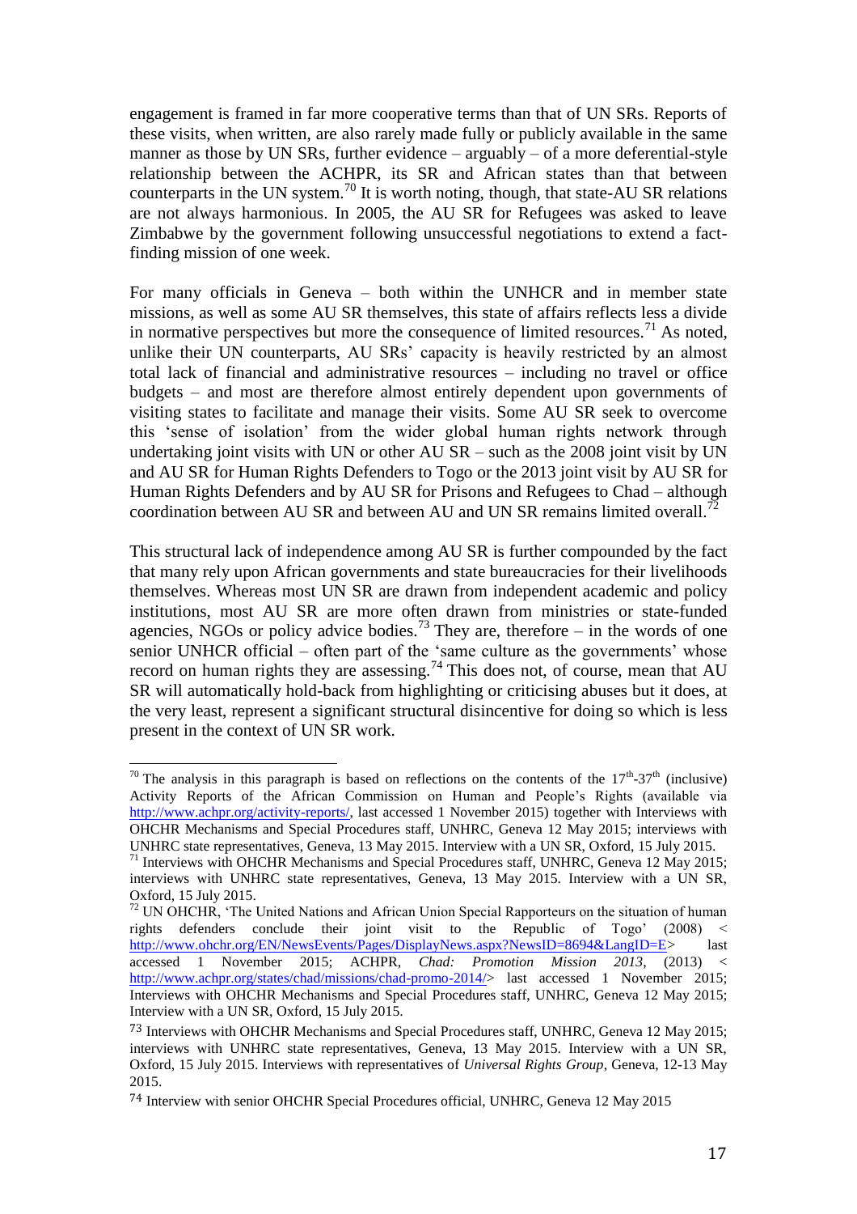engagement is framed in far more cooperative terms than that of UN SRs. Reports of these visits, when written, are also rarely made fully or publicly available in the same manner as those by UN SRs, further evidence – arguably – of a more deferential-style relationship between the ACHPR, its SR and African states than that between counterparts in the UN system.[70] It is worth noting, though, that state-AU SR relations are not always harmonious. In 2005, the AU SR for Refugees was asked to leave Zimbabwe by the government following unsuccessful negotiations to extend a fact-finding mission of one week.

For many officials in Geneva – both within the UNHCR and in member state missions, as well as some AU SR themselves, this state of affairs reflects less a divide in normative perspectives but more the consequence of limited resources.[71] As noted, unlike their UN counterparts, AU SRs' capacity is heavily restricted by an almost total lack of financial and administrative resources – including no travel or office budgets – and most are therefore almost entirely dependent upon governments of visiting states to facilitate and manage their visits. Some AU SR seek to overcome this 'sense of isolation' from the wider global human rights network through undertaking joint visits with UN or other AU SR – such as the 2008 joint visit by UN and AU SR for Human Rights Defenders to Togo or the 2013 joint visit by AU SR for Human Rights Defenders and by AU SR for Prisons and Refugees to Chad – although coordination between AU SR and between AU and UN SR remains limited overall.[72]

This structural lack of independence among AU SR is further compounded by the fact that many rely upon African governments and state bureaucracies for their livelihoods themselves. Whereas most UN SR are drawn from independent academic and policy institutions, most AU SR are more often drawn from ministries or state-funded agencies, NGOs or policy advice bodies.[73] They are, therefore – in the words of one senior UNHCR official – often part of the 'same culture as the governments' whose record on human rights they are assessing.[74] This does not, of course, mean that AU SR will automatically hold-back from highlighting or criticising abuses but it does, at the very least, represent a significant structural disincentive for doing so which is less present in the context of UN SR work.

---

[70] The analysis in this paragraph is based on reflections on the contents of the 17th-37th (inclusive) Activity Reports of the African Commission on Human and People's Rights (available via http://www.achpr.org/activity-reports/, last accessed 1 November 2015) together with Interviews with OHCHR Mechanisms and Special Procedures staff, UNHRC, Geneva 12 May 2015; interviews with UNHRC state representatives, Geneva, 13 May 2015. Interview with a UN SR, Oxford, 15 July 2015.

[71] Interviews with OHCHR Mechanisms and Special Procedures staff, UNHRC, Geneva 12 May 2015; interviews with UNHRC state representatives, Geneva, 13 May 2015. Interview with a UN SR, Oxford, 15 July 2015.

[72] UN OHCHR, 'The United Nations and African Union Special Rapporteurs on the situation of human rights defenders conclude their joint visit to the Republic of Togo' (2008) < http://www.ohchr.org/EN/NewsEvents/Pages/DisplayNews.aspx?NewsID=8694&LangID=E> last accessed 1 November 2015; ACHPR, *Chad: Promotion Mission 2013*, (2013) < http://www.achpr.org/states/chad/missions/chad-promo-2014/> last accessed 1 November 2015; Interviews with OHCHR Mechanisms and Special Procedures staff, UNHRC, Geneva 12 May 2015; Interview with a UN SR, Oxford, 15 July 2015.

[73] Interviews with OHCHR Mechanisms and Special Procedures staff, UNHRC, Geneva 12 May 2015; interviews with UNHRC state representatives, Geneva, 13 May 2015. Interview with a UN SR, Oxford, 15 July 2015. Interviews with representatives of *Universal Rights Group*, Geneva, 12-13 May 2015.

[74] Interview with senior OHCHR Special Procedures official, UNHRC, Geneva 12 May 2015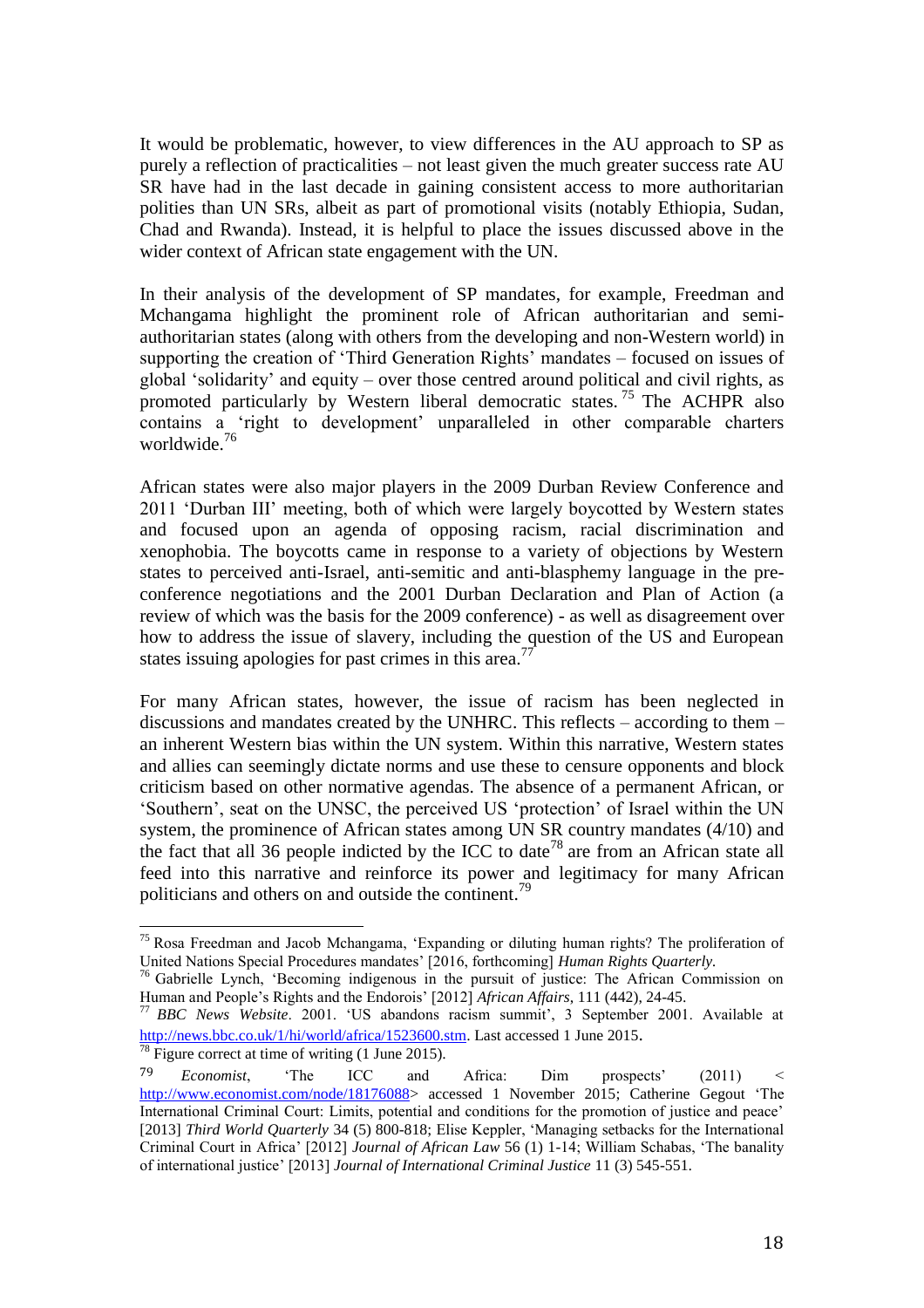It would be problematic, however, to view differences in the AU approach to SP as purely a reflection of practicalities – not least given the much greater success rate AU SR have had in the last decade in gaining consistent access to more authoritarian polities than UN SRs, albeit as part of promotional visits (notably Ethiopia, Sudan, Chad and Rwanda). Instead, it is helpful to place the issues discussed above in the wider context of African state engagement with the UN.

In their analysis of the development of SP mandates, for example, Freedman and Mchangama highlight the prominent role of African authoritarian and semi-authoritarian states (along with others from the developing and non-Western world) in supporting the creation of 'Third Generation Rights' mandates – focused on issues of global 'solidarity' and equity – over those centred around political and civil rights, as promoted particularly by Western liberal democratic states.[75] The ACHPR also contains a 'right to development' unparalleled in other comparable charters worldwide.[76]

African states were also major players in the 2009 Durban Review Conference and 2011 'Durban III' meeting, both of which were largely boycotted by Western states and focused upon an agenda of opposing racism, racial discrimination and xenophobia. The boycotts came in response to a variety of objections by Western states to perceived anti-Israel, anti-semitic and anti-blasphemy language in the pre-conference negotiations and the 2001 Durban Declaration and Plan of Action (a review of which was the basis for the 2009 conference) - as well as disagreement over how to address the issue of slavery, including the question of the US and European states issuing apologies for past crimes in this area.[77]

For many African states, however, the issue of racism has been neglected in discussions and mandates created by the UNHRC. This reflects – according to them – an inherent Western bias within the UN system. Within this narrative, Western states and allies can seemingly dictate norms and use these to censure opponents and block criticism based on other normative agendas. The absence of a permanent African, or 'Southern', seat on the UNSC, the perceived US 'protection' of Israel within the UN system, the prominence of African states among UN SR country mandates (4/10) and the fact that all 36 people indicted by the ICC to date[78] are from an African state all feed into this narrative and reinforce its power and legitimacy for many African politicians and others on and outside the continent.[79]

---

[75] Rosa Freedman and Jacob Mchangama, 'Expanding or diluting human rights? The proliferation of United Nations Special Procedures mandates' [2016, forthcoming] *Human Rights Quarterly.*

[76] Gabrielle Lynch, 'Becoming indigenous in the pursuit of justice: The African Commission on Human and People's Rights and the Endorois' [2012] *African Affairs*, 111 (442), 24-45.

[77] *BBC News Website*. 2001. 'US abandons racism summit', 3 September 2001. Available at http://news.bbc.co.uk/1/hi/world/africa/1523600.stm. Last accessed 1 June 2015.

[78] Figure correct at time of writing (1 June 2015).

[79] *Economist*, 'The ICC and Africa: Dim prospects' (2011) < http://www.economist.com/node/18176088> accessed 1 November 2015; Catherine Gegout 'The International Criminal Court: Limits, potential and conditions for the promotion of justice and peace' [2013] *Third World Quarterly* 34 (5) 800-818; Elise Keppler, 'Managing setbacks for the International Criminal Court in Africa' [2012] *Journal of African Law* 56 (1) 1-14; William Schabas, 'The banality of international justice' [2013] *Journal of International Criminal Justice* 11 (3) 545-551.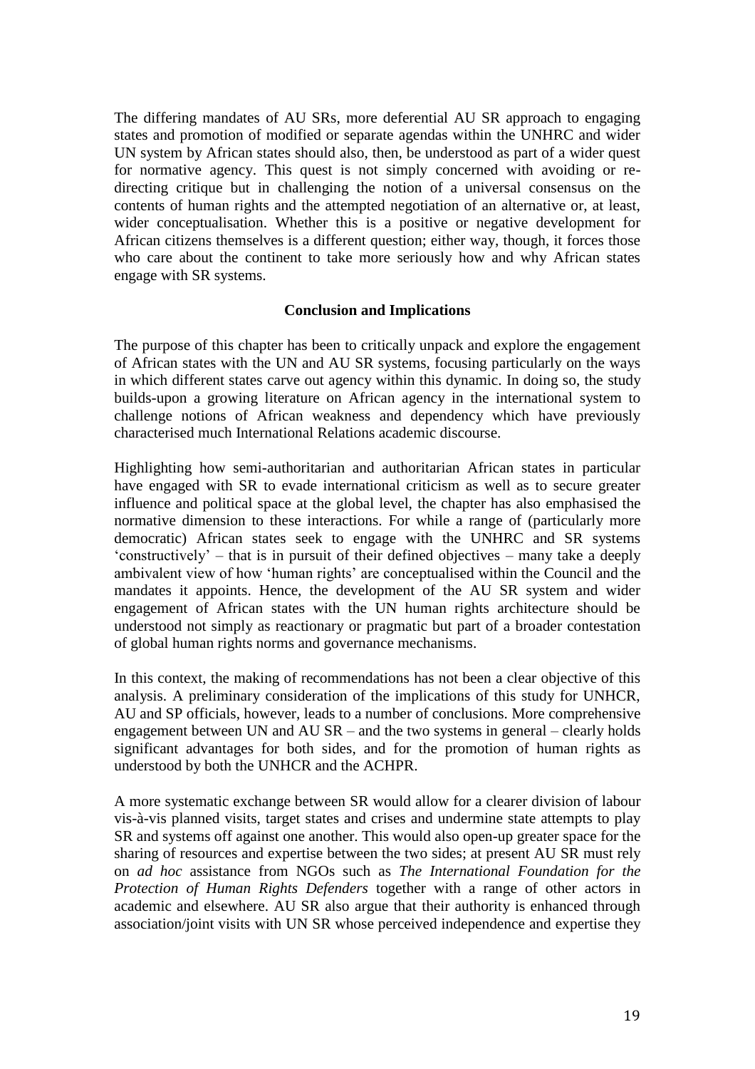The differing mandates of AU SRs, more deferential AU SR approach to engaging states and promotion of modified or separate agendas within the UNHRC and wider UN system by African states should also, then, be understood as part of a wider quest for normative agency. This quest is not simply concerned with avoiding or re-directing critique but in challenging the notion of a universal consensus on the contents of human rights and the attempted negotiation of an alternative or, at least, wider conceptualisation. Whether this is a positive or negative development for African citizens themselves is a different question; either way, though, it forces those who care about the continent to take more seriously how and why African states engage with SR systems.

## Conclusion and Implications

The purpose of this chapter has been to critically unpack and explore the engagement of African states with the UN and AU SR systems, focusing particularly on the ways in which different states carve out agency within this dynamic. In doing so, the study builds-upon a growing literature on African agency in the international system to challenge notions of African weakness and dependency which have previously characterised much International Relations academic discourse.

Highlighting how semi-authoritarian and authoritarian African states in particular have engaged with SR to evade international criticism as well as to secure greater influence and political space at the global level, the chapter has also emphasised the normative dimension to these interactions. For while a range of (particularly more democratic) African states seek to engage with the UNHRC and SR systems 'constructively' – that is in pursuit of their defined objectives – many take a deeply ambivalent view of how 'human rights' are conceptualised within the Council and the mandates it appoints. Hence, the development of the AU SR system and wider engagement of African states with the UN human rights architecture should be understood not simply as reactionary or pragmatic but part of a broader contestation of global human rights norms and governance mechanisms.

In this context, the making of recommendations has not been a clear objective of this analysis. A preliminary consideration of the implications of this study for UNHCR, AU and SP officials, however, leads to a number of conclusions. More comprehensive engagement between UN and AU SR – and the two systems in general – clearly holds significant advantages for both sides, and for the promotion of human rights as understood by both the UNHCR and the ACHPR.

A more systematic exchange between SR would allow for a clearer division of labour vis-à-vis planned visits, target states and crises and undermine state attempts to play SR and systems off against one another. This would also open-up greater space for the sharing of resources and expertise between the two sides; at present AU SR must rely on *ad hoc* assistance from NGOs such as *The International Foundation for the Protection of Human Rights Defenders* together with a range of other actors in academic and elsewhere. AU SR also argue that their authority is enhanced through association/joint visits with UN SR whose perceived independence and expertise they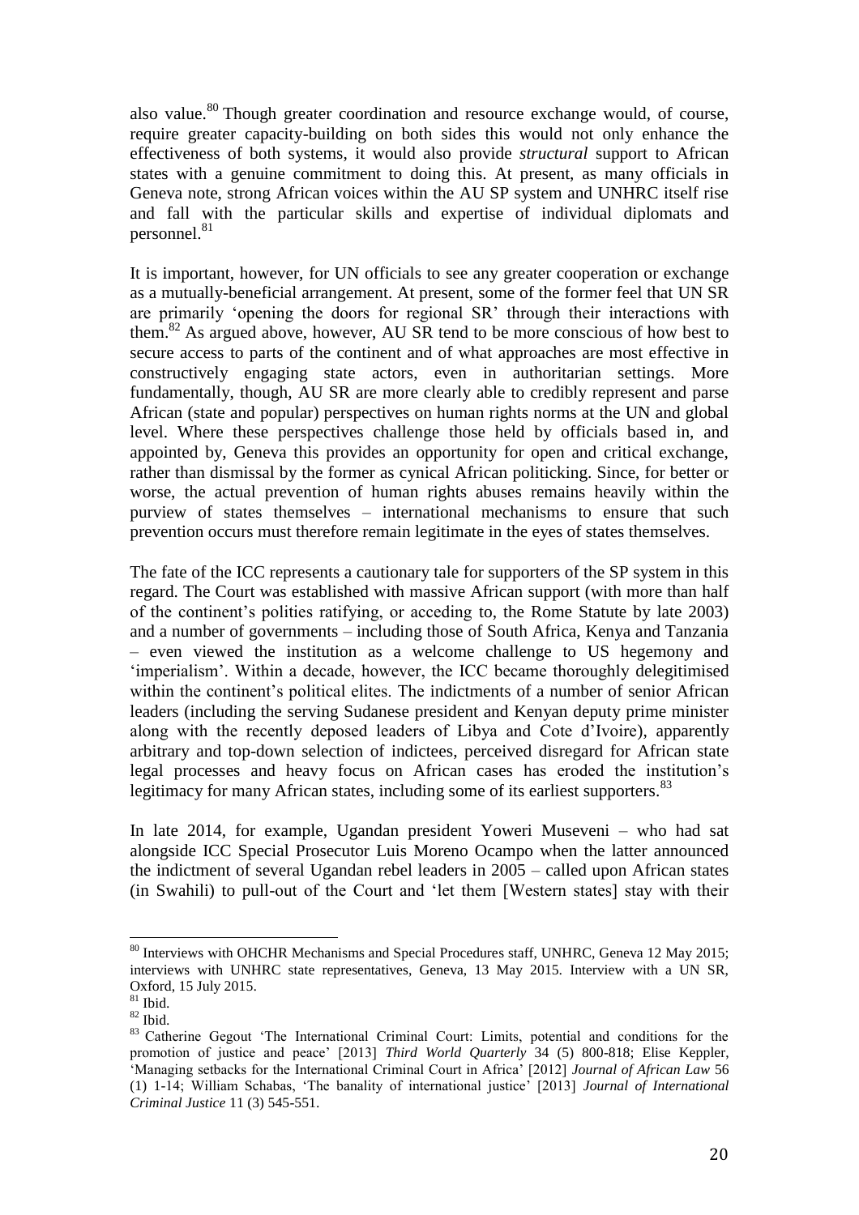also value.[80] Though greater coordination and resource exchange would, of course, require greater capacity-building on both sides this would not only enhance the effectiveness of both systems, it would also provide *structural* support to African states with a genuine commitment to doing this. At present, as many officials in Geneva note, strong African voices within the AU SP system and UNHRC itself rise and fall with the particular skills and expertise of individual diplomats and personnel.[81]

It is important, however, for UN officials to see any greater cooperation or exchange as a mutually-beneficial arrangement. At present, some of the former feel that UN SR are primarily 'opening the doors for regional SR' through their interactions with them.[82] As argued above, however, AU SR tend to be more conscious of how best to secure access to parts of the continent and of what approaches are most effective in constructively engaging state actors, even in authoritarian settings. More fundamentally, though, AU SR are more clearly able to credibly represent and parse African (state and popular) perspectives on human rights norms at the UN and global level. Where these perspectives challenge those held by officials based in, and appointed by, Geneva this provides an opportunity for open and critical exchange, rather than dismissal by the former as cynical African politicking. Since, for better or worse, the actual prevention of human rights abuses remains heavily within the purview of states themselves – international mechanisms to ensure that such prevention occurs must therefore remain legitimate in the eyes of states themselves.

The fate of the ICC represents a cautionary tale for supporters of the SP system in this regard. The Court was established with massive African support (with more than half of the continent's polities ratifying, or acceding to, the Rome Statute by late 2003) and a number of governments – including those of South Africa, Kenya and Tanzania – even viewed the institution as a welcome challenge to US hegemony and 'imperialism'. Within a decade, however, the ICC became thoroughly delegitimised within the continent's political elites. The indictments of a number of senior African leaders (including the serving Sudanese president and Kenyan deputy prime minister along with the recently deposed leaders of Libya and Cote d'Ivoire), apparently arbitrary and top-down selection of indictees, perceived disregard for African state legal processes and heavy focus on African cases has eroded the institution's legitimacy for many African states, including some of its earliest supporters.[83]

In late 2014, for example, Ugandan president Yoweri Museveni – who had sat alongside ICC Special Prosecutor Luis Moreno Ocampo when the latter announced the indictment of several Ugandan rebel leaders in 2005 – called upon African states (in Swahili) to pull-out of the Court and 'let them [Western states] stay with their

---

[80] Interviews with OHCHR Mechanisms and Special Procedures staff, UNHRC, Geneva 12 May 2015; interviews with UNHRC state representatives, Geneva, 13 May 2015. Interview with a UN SR, Oxford, 15 July 2015.

[81] Ibid.

[82] Ibid.

[83] Catherine Gegout 'The International Criminal Court: Limits, potential and conditions for the promotion of justice and peace' [2013] *Third World Quarterly* 34 (5) 800-818; Elise Keppler, 'Managing setbacks for the International Criminal Court in Africa' [2012] *Journal of African Law* 56 (1) 1-14; William Schabas, 'The banality of international justice' [2013] *Journal of International Criminal Justice* 11 (3) 545-551.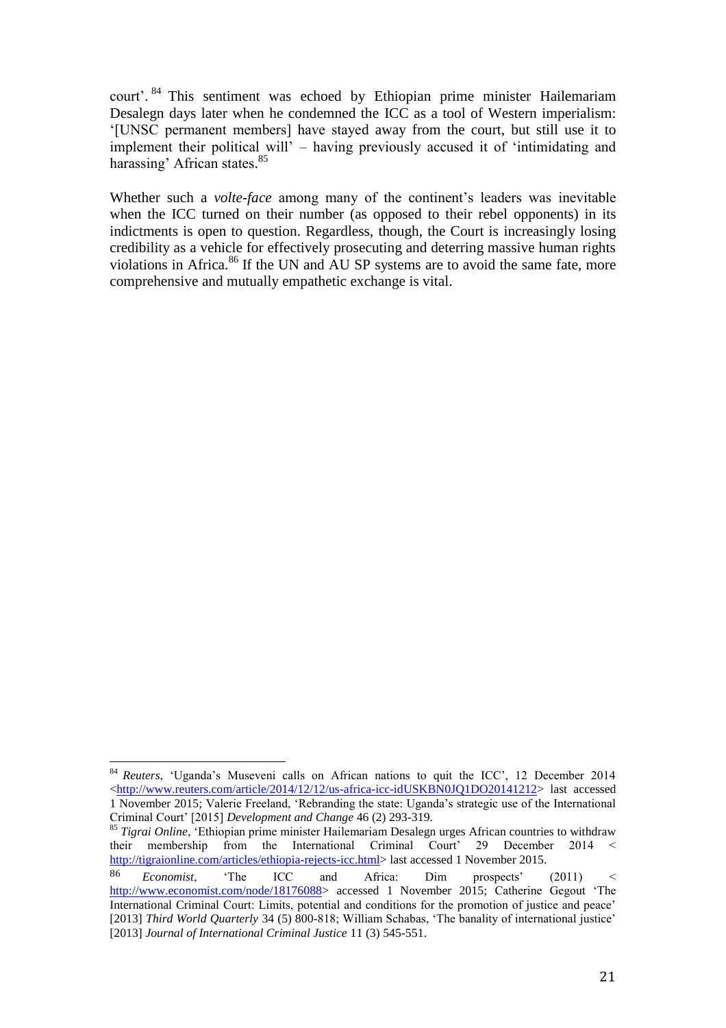court'.[84] This sentiment was echoed by Ethiopian prime minister Hailemariam Desalegn days later when he condemned the ICC as a tool of Western imperialism: '[UNSC permanent members] have stayed away from the court, but still use it to implement their political will' – having previously accused it of 'intimidating and harassing' African states.[85]

Whether such a *volte-face* among many of the continent's leaders was inevitable when the ICC turned on their number (as opposed to their rebel opponents) in its indictments is open to question. Regardless, though, the Court is increasingly losing credibility as a vehicle for effectively prosecuting and deterring massive human rights violations in Africa.[86] If the UN and AU SP systems are to avoid the same fate, more comprehensive and mutually empathetic exchange is vital.

---

[84] *Reuters*, 'Uganda's Museveni calls on African nations to quit the ICC', 12 December 2014 <http://www.reuters.com/article/2014/12/12/us-africa-icc-idUSKBN0JQ1DO20141212> last accessed 1 November 2015; Valerie Freeland, 'Rebranding the state: Uganda's strategic use of the International Criminal Court' [2015] *Development and Change* 46 (2) 293-319.

[85] *Tigrai Online*, 'Ethiopian prime minister Hailemariam Desalegn urges African countries to withdraw their membership from the International Criminal Court' 29 December 2014 < http://tigraionline.com/articles/ethiopia-rejects-icc.html> last accessed 1 November 2015.

[86] *Economist*, 'The ICC and Africa: Dim prospects' (2011) < http://www.economist.com/node/18176088> accessed 1 November 2015; Catherine Gegout 'The International Criminal Court: Limits, potential and conditions for the promotion of justice and peace' [2013] *Third World Quarterly* 34 (5) 800-818; William Schabas, 'The banality of international justice' [2013] *Journal of International Criminal Justice* 11 (3) 545-551.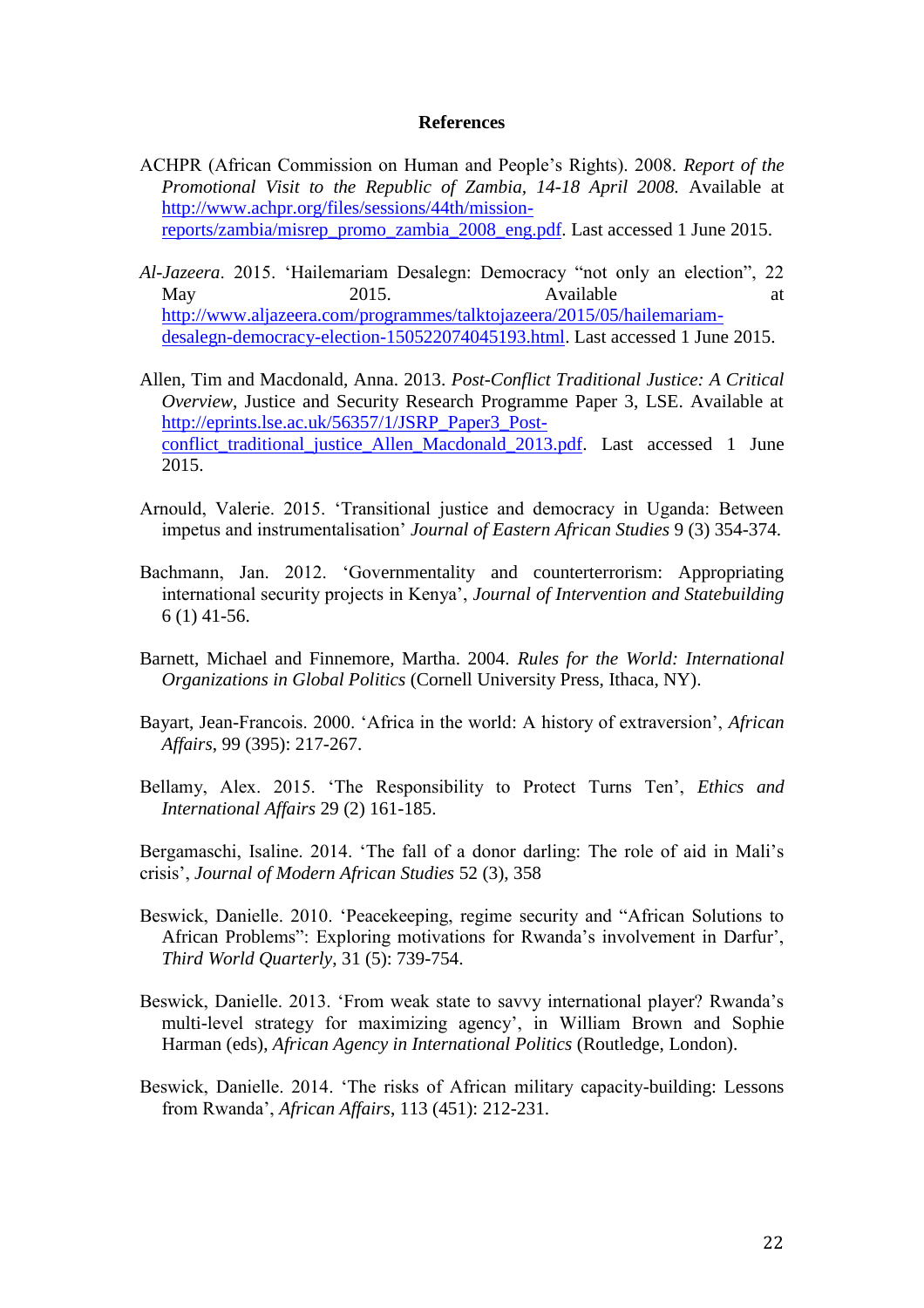## References

ACHPR (African Commission on Human and People's Rights). 2008. *Report of the Promotional Visit to the Republic of Zambia, 14-18 April 2008.* Available at http://www.achpr.org/files/sessions/44th/mission-reports/zambia/misrep_promo_zambia_2008_eng.pdf. Last accessed 1 June 2015.

*Al-Jazeera*. 2015. 'Hailemariam Desalegn: Democracy "not only an election", 22 May 2015. Available at http://www.aljazeera.com/programmes/talktojazeera/2015/05/hailemariam-desalegn-democracy-election-150522074045193.html. Last accessed 1 June 2015.

Allen, Tim and Macdonald, Anna. 2013. *Post-Conflict Traditional Justice: A Critical Overview*, Justice and Security Research Programme Paper 3, LSE. Available at http://eprints.lse.ac.uk/56357/1/JSRP_Paper3_Post-conflict_traditional_justice_Allen_Macdonald_2013.pdf. Last accessed 1 June 2015.

Arnould, Valerie. 2015. 'Transitional justice and democracy in Uganda: Between impetus and instrumentalisation' *Journal of Eastern African Studies* 9 (3) 354-374.

Bachmann, Jan. 2012. 'Governmentality and counterterrorism: Appropriating international security projects in Kenya', *Journal of Intervention and Statebuilding* 6 (1) 41-56.

Barnett, Michael and Finnemore, Martha. 2004. *Rules for the World: International Organizations in Global Politics* (Cornell University Press, Ithaca, NY).

Bayart, Jean-Francois. 2000. 'Africa in the world: A history of extraversion', *African Affairs*, 99 (395): 217-267.

Bellamy, Alex. 2015. 'The Responsibility to Protect Turns Ten', *Ethics and International Affairs* 29 (2) 161-185.

Bergamaschi, Isaline. 2014. 'The fall of a donor darling: The role of aid in Mali's crisis', *Journal of Modern African Studies* 52 (3), 358

Beswick, Danielle. 2010. 'Peacekeeping, regime security and "African Solutions to African Problems": Exploring motivations for Rwanda's involvement in Darfur', *Third World Quarterly*, 31 (5): 739-754.

Beswick, Danielle. 2013. 'From weak state to savvy international player? Rwanda's multi-level strategy for maximizing agency', in William Brown and Sophie Harman (eds), *African Agency in International Politics* (Routledge, London).

Beswick, Danielle. 2014. 'The risks of African military capacity-building: Lessons from Rwanda', *African Affairs*, 113 (451): 212-231.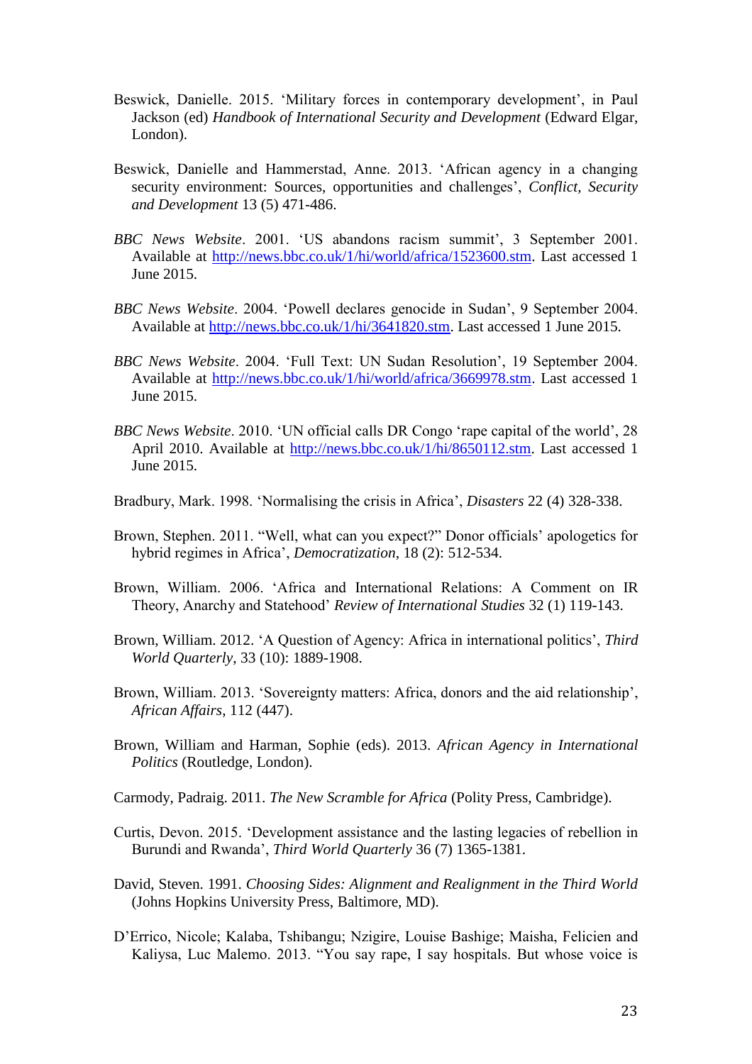Beswick, Danielle. 2015. 'Military forces in contemporary development', in Paul Jackson (ed) *Handbook of International Security and Development* (Edward Elgar, London).

Beswick, Danielle and Hammerstad, Anne. 2013. 'African agency in a changing security environment: Sources, opportunities and challenges', *Conflict, Security and Development* 13 (5) 471-486.

*BBC News Website*. 2001. 'US abandons racism summit', 3 September 2001. Available at http://news.bbc.co.uk/1/hi/world/africa/1523600.stm. Last accessed 1 June 2015.

*BBC News Website*. 2004. 'Powell declares genocide in Sudan', 9 September 2004. Available at http://news.bbc.co.uk/1/hi/3641820.stm. Last accessed 1 June 2015.

*BBC News Website*. 2004. 'Full Text: UN Sudan Resolution', 19 September 2004. Available at http://news.bbc.co.uk/1/hi/world/africa/3669978.stm. Last accessed 1 June 2015.

*BBC News Website*. 2010. 'UN official calls DR Congo 'rape capital of the world', 28 April 2010. Available at http://news.bbc.co.uk/1/hi/8650112.stm. Last accessed 1 June 2015.

Bradbury, Mark. 1998. 'Normalising the crisis in Africa', *Disasters* 22 (4) 328-338.

Brown, Stephen. 2011. "Well, what can you expect?" Donor officials' apologetics for hybrid regimes in Africa', *Democratization*, 18 (2): 512-534.

Brown, William. 2006. 'Africa and International Relations: A Comment on IR Theory, Anarchy and Statehood' *Review of International Studies* 32 (1) 119-143.

Brown, William. 2012. 'A Question of Agency: Africa in international politics', *Third World Quarterly*, 33 (10): 1889-1908.

Brown, William. 2013. 'Sovereignty matters: Africa, donors and the aid relationship', *African Affairs,* 112 (447).

Brown, William and Harman, Sophie (eds). 2013. *African Agency in International Politics* (Routledge, London).

Carmody, Padraig. 2011. *The New Scramble for Africa* (Polity Press, Cambridge).

Curtis, Devon. 2015. 'Development assistance and the lasting legacies of rebellion in Burundi and Rwanda', *Third World Quarterly* 36 (7) 1365-1381.

David, Steven. 1991. *Choosing Sides: Alignment and Realignment in the Third World* (Johns Hopkins University Press, Baltimore, MD).

D'Errico, Nicole; Kalaba, Tshibangu; Nzigire, Louise Bashige; Maisha, Felicien and Kaliysa, Luc Malemo. 2013. "You say rape, I say hospitals. But whose voice is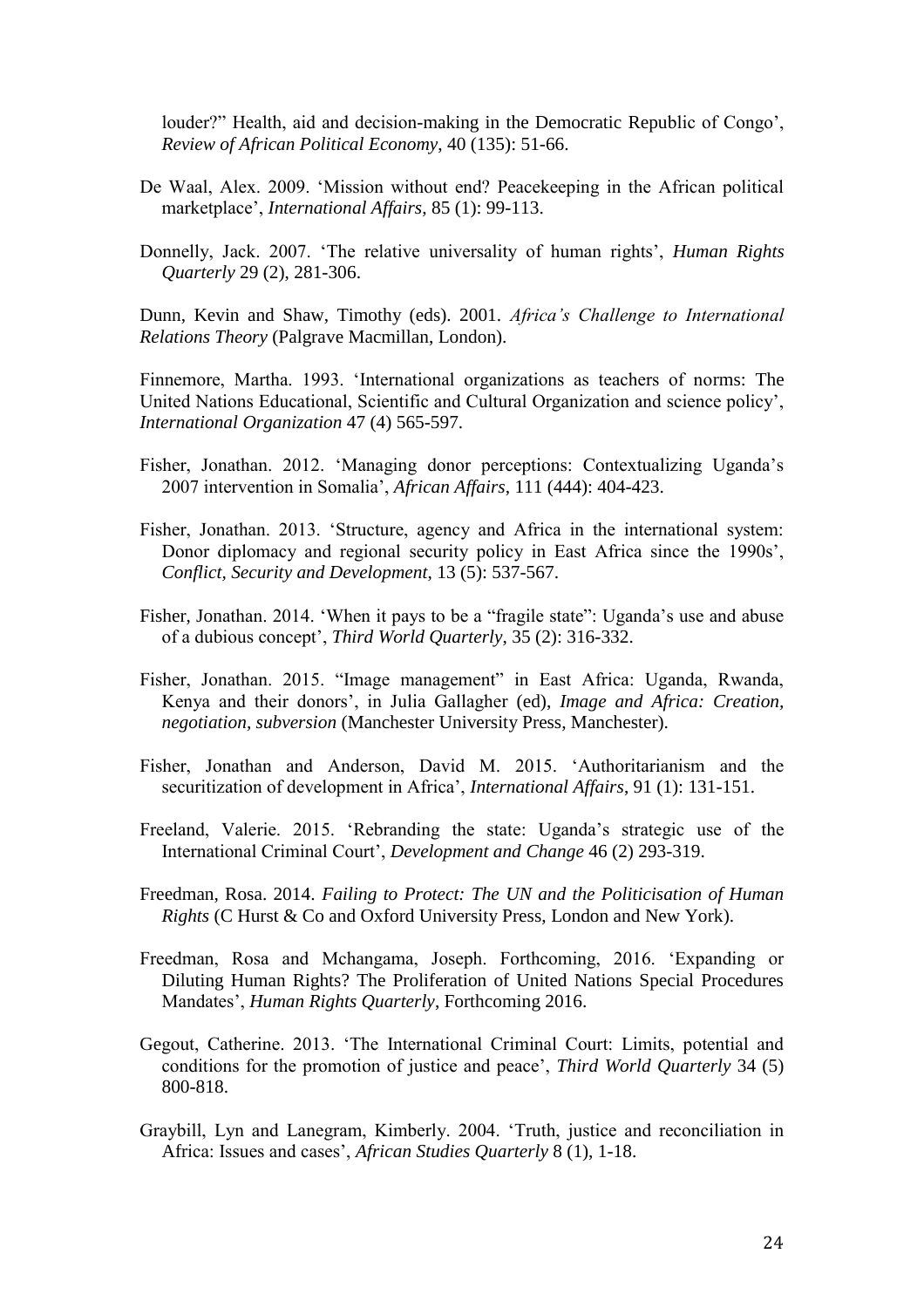louder?" Health, aid and decision-making in the Democratic Republic of Congo', *Review of African Political Economy*, 40 (135): 51-66.

De Waal, Alex. 2009. 'Mission without end? Peacekeeping in the African political marketplace', *International Affairs*, 85 (1): 99-113.

Donnelly, Jack. 2007. 'The relative universality of human rights', *Human Rights Quarterly* 29 (2), 281-306.

Dunn, Kevin and Shaw, Timothy (eds). 2001. *Africa's Challenge to International Relations Theory* (Palgrave Macmillan, London).

Finnemore, Martha. 1993. 'International organizations as teachers of norms: The United Nations Educational, Scientific and Cultural Organization and science policy', *International Organization* 47 (4) 565-597.

Fisher, Jonathan. 2012. 'Managing donor perceptions: Contextualizing Uganda's 2007 intervention in Somalia', *African Affairs*, 111 (444): 404-423.

Fisher, Jonathan. 2013. 'Structure, agency and Africa in the international system: Donor diplomacy and regional security policy in East Africa since the 1990s', *Conflict, Security and Development*, 13 (5): 537-567.

Fisher, Jonathan. 2014. 'When it pays to be a "fragile state": Uganda's use and abuse of a dubious concept', *Third World Quarterly*, 35 (2): 316-332.

Fisher, Jonathan. 2015. "Image management" in East Africa: Uganda, Rwanda, Kenya and their donors', in Julia Gallagher (ed), *Image and Africa: Creation, negotiation, subversion* (Manchester University Press, Manchester).

Fisher, Jonathan and Anderson, David M. 2015. 'Authoritarianism and the securitization of development in Africa', *International Affairs*, 91 (1): 131-151.

Freeland, Valerie. 2015. 'Rebranding the state: Uganda's strategic use of the International Criminal Court', *Development and Change* 46 (2) 293-319.

Freedman, Rosa. 2014. *Failing to Protect: The UN and the Politicisation of Human Rights* (C Hurst & Co and Oxford University Press, London and New York).

Freedman, Rosa and Mchangama, Joseph. Forthcoming, 2016. 'Expanding or Diluting Human Rights? The Proliferation of United Nations Special Procedures Mandates', *Human Rights Quarterly*, Forthcoming 2016.

Gegout, Catherine. 2013. 'The International Criminal Court: Limits, potential and conditions for the promotion of justice and peace', *Third World Quarterly* 34 (5) 800-818.

Graybill, Lyn and Lanegram, Kimberly. 2004. 'Truth, justice and reconciliation in Africa: Issues and cases', *African Studies Quarterly* 8 (1), 1-18.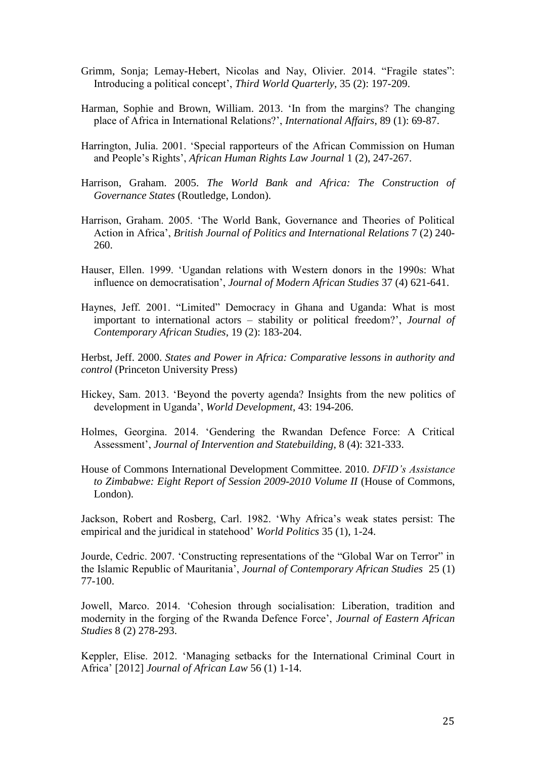Grimm, Sonja; Lemay-Hebert, Nicolas and Nay, Olivier. 2014. "Fragile states": Introducing a political concept', *Third World Quarterly*, 35 (2): 197-209.

Harman, Sophie and Brown, William. 2013. 'In from the margins? The changing place of Africa in International Relations?', *International Affairs*, 89 (1): 69-87.

Harrington, Julia. 2001. 'Special rapporteurs of the African Commission on Human and People's Rights', *African Human Rights Law Journal* 1 (2), 247-267.

Harrison, Graham. 2005. *The World Bank and Africa: The Construction of Governance States* (Routledge, London).

Harrison, Graham. 2005. 'The World Bank, Governance and Theories of Political Action in Africa', *British Journal of Politics and International Relations* 7 (2) 240-260.

Hauser, Ellen. 1999. 'Ugandan relations with Western donors in the 1990s: What influence on democratisation', *Journal of Modern African Studies* 37 (4) 621-641.

Haynes, Jeff. 2001. "Limited" Democracy in Ghana and Uganda: What is most important to international actors – stability or political freedom?', *Journal of Contemporary African Studies*, 19 (2): 183-204.

Herbst, Jeff. 2000. *States and Power in Africa: Comparative lessons in authority and control* (Princeton University Press)

Hickey, Sam. 2013. 'Beyond the poverty agenda? Insights from the new politics of development in Uganda', *World Development*, 43: 194-206.

Holmes, Georgina. 2014. 'Gendering the Rwandan Defence Force: A Critical Assessment', *Journal of Intervention and Statebuilding*, 8 (4): 321-333.

House of Commons International Development Committee. 2010. *DFID's Assistance to Zimbabwe: Eight Report of Session 2009-2010 Volume II* (House of Commons, London).

Jackson, Robert and Rosberg, Carl. 1982. 'Why Africa's weak states persist: The empirical and the juridical in statehood' *World Politics* 35 (1), 1-24.

Jourde, Cedric. 2007. 'Constructing representations of the "Global War on Terror" in the Islamic Republic of Mauritania', *Journal of Contemporary African Studies* 25 (1) 77-100.

Jowell, Marco. 2014. 'Cohesion through socialisation: Liberation, tradition and modernity in the forging of the Rwanda Defence Force', *Journal of Eastern African Studies* 8 (2) 278-293.

Keppler, Elise. 2012. 'Managing setbacks for the International Criminal Court in Africa' [2012] *Journal of African Law* 56 (1) 1-14.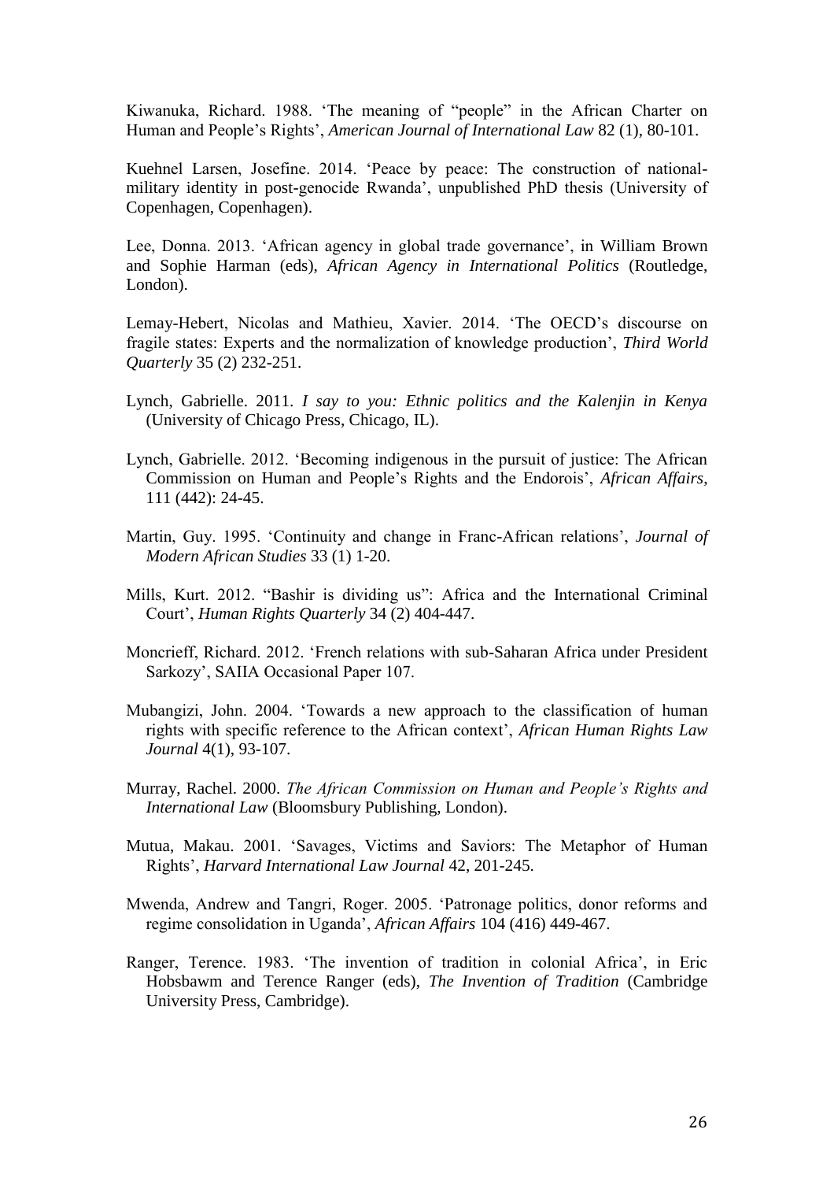Kiwanuka, Richard. 1988. 'The meaning of "people" in the African Charter on Human and People's Rights', *American Journal of International Law* 82 (1), 80-101.

Kuehnel Larsen, Josefine. 2014. 'Peace by peace: The construction of national-military identity in post-genocide Rwanda', unpublished PhD thesis (University of Copenhagen, Copenhagen).

Lee, Donna. 2013. 'African agency in global trade governance', in William Brown and Sophie Harman (eds), *African Agency in International Politics* (Routledge, London).

Lemay-Hebert, Nicolas and Mathieu, Xavier. 2014. 'The OECD's discourse on fragile states: Experts and the normalization of knowledge production', *Third World Quarterly* 35 (2) 232-251.

Lynch, Gabrielle. 2011. *I say to you: Ethnic politics and the Kalenjin in Kenya* (University of Chicago Press, Chicago, IL).

Lynch, Gabrielle. 2012. 'Becoming indigenous in the pursuit of justice: The African Commission on Human and People's Rights and the Endorois', *African Affairs*, 111 (442): 24-45.

Martin, Guy. 1995. 'Continuity and change in Franc-African relations', *Journal of Modern African Studies* 33 (1) 1-20.

Mills, Kurt. 2012. "Bashir is dividing us": Africa and the International Criminal Court', *Human Rights Quarterly* 34 (2) 404-447.

Moncrieff, Richard. 2012. 'French relations with sub-Saharan Africa under President Sarkozy', SAIIA Occasional Paper 107.

Mubangizi, John. 2004. 'Towards a new approach to the classification of human rights with specific reference to the African context', *African Human Rights Law Journal* 4(1), 93-107.

Murray, Rachel. 2000. *The African Commission on Human and People's Rights and International Law* (Bloomsbury Publishing, London).

Mutua, Makau. 2001. 'Savages, Victims and Saviors: The Metaphor of Human Rights', *Harvard International Law Journal* 42, 201-245.

Mwenda, Andrew and Tangri, Roger. 2005. 'Patronage politics, donor reforms and regime consolidation in Uganda', *African Affairs* 104 (416) 449-467.

Ranger, Terence. 1983. 'The invention of tradition in colonial Africa', in Eric Hobsbawm and Terence Ranger (eds), *The Invention of Tradition* (Cambridge University Press, Cambridge).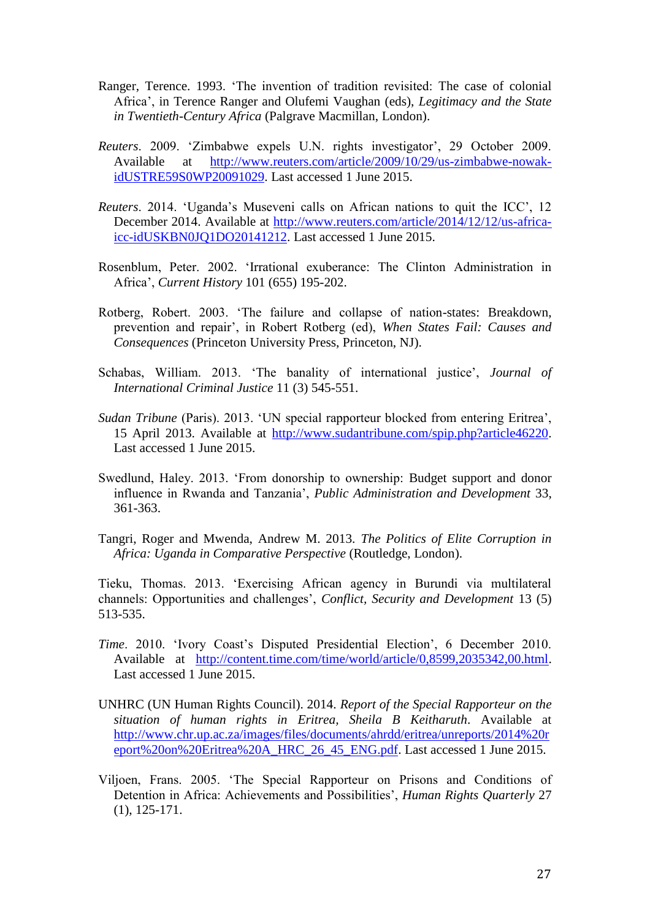Ranger, Terence. 1993. 'The invention of tradition revisited: The case of colonial Africa', in Terence Ranger and Olufemi Vaughan (eds), *Legitimacy and the State in Twentieth-Century Africa* (Palgrave Macmillan, London).

*Reuters*. 2009. 'Zimbabwe expels U.N. rights investigator', 29 October 2009. Available at http://www.reuters.com/article/2009/10/29/us-zimbabwe-nowak-idUSTRE59S0WP20091029. Last accessed 1 June 2015.

*Reuters*. 2014. 'Uganda's Museveni calls on African nations to quit the ICC', 12 December 2014. Available at http://www.reuters.com/article/2014/12/12/us-africa-icc-idUSKBN0JQ1DO20141212. Last accessed 1 June 2015.

Rosenblum, Peter. 2002. 'Irrational exuberance: The Clinton Administration in Africa', *Current History* 101 (655) 195-202.

Rotberg, Robert. 2003. 'The failure and collapse of nation-states: Breakdown, prevention and repair', in Robert Rotberg (ed), *When States Fail: Causes and Consequences* (Princeton University Press, Princeton, NJ).

Schabas, William. 2013. 'The banality of international justice', *Journal of International Criminal Justice* 11 (3) 545-551.

*Sudan Tribune* (Paris). 2013. 'UN special rapporteur blocked from entering Eritrea', 15 April 2013. Available at http://www.sudantribune.com/spip.php?article46220. Last accessed 1 June 2015.

Swedlund, Haley. 2013. 'From donorship to ownership: Budget support and donor influence in Rwanda and Tanzania', *Public Administration and Development* 33, 361-363.

Tangri, Roger and Mwenda, Andrew M. 2013. *The Politics of Elite Corruption in Africa: Uganda in Comparative Perspective* (Routledge, London).

Tieku, Thomas. 2013. 'Exercising African agency in Burundi via multilateral channels: Opportunities and challenges', *Conflict, Security and Development* 13 (5) 513-535.

*Time*. 2010. 'Ivory Coast's Disputed Presidential Election', 6 December 2010. Available at http://content.time.com/time/world/article/0,8599,2035342,00.html. Last accessed 1 June 2015.

UNHRC (UN Human Rights Council). 2014. *Report of the Special Rapporteur on the situation of human rights in Eritrea, Sheila B Keitharuth*. Available at http://www.chr.up.ac.za/images/files/documents/ahrdd/eritrea/unreports/2014%20report%20on%20Eritrea%20A_HRC_26_45_ENG.pdf. Last accessed 1 June 2015.

Viljoen, Frans. 2005. 'The Special Rapporteur on Prisons and Conditions of Detention in Africa: Achievements and Possibilities', *Human Rights Quarterly* 27 (1), 125-171.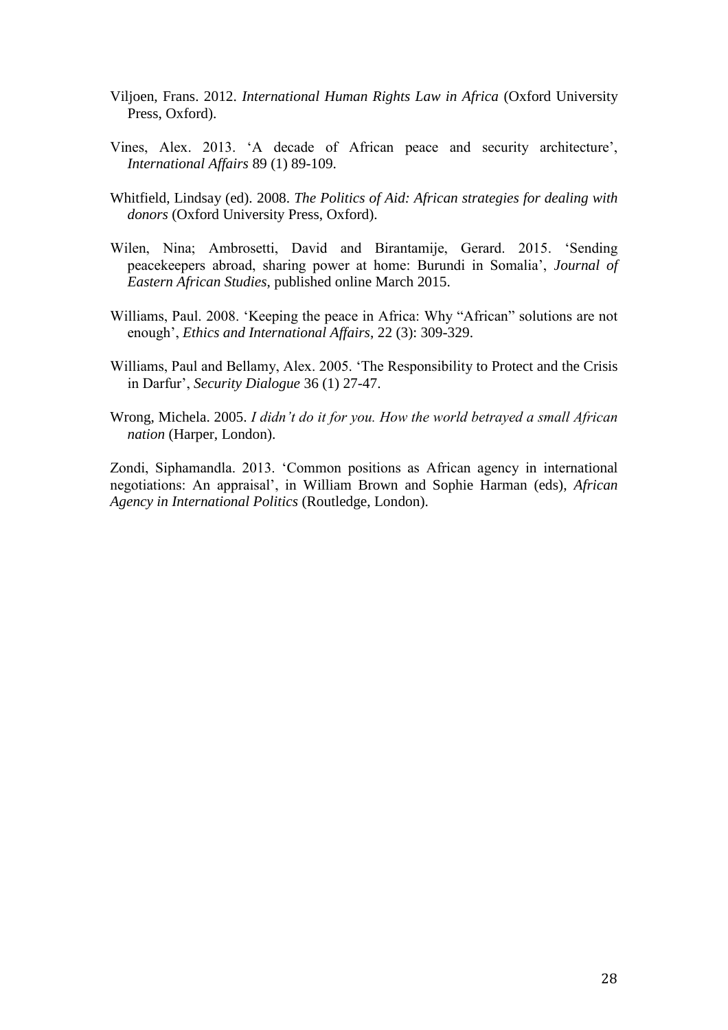Viljoen, Frans. 2012. *International Human Rights Law in Africa* (Oxford University Press, Oxford).

Vines, Alex. 2013. 'A decade of African peace and security architecture', *International Affairs* 89 (1) 89-109.

Whitfield, Lindsay (ed). 2008. *The Politics of Aid: African strategies for dealing with donors* (Oxford University Press, Oxford).

Wilen, Nina; Ambrosetti, David and Birantamije, Gerard. 2015. 'Sending peacekeepers abroad, sharing power at home: Burundi in Somalia', *Journal of Eastern African Studies*, published online March 2015.

Williams, Paul. 2008. 'Keeping the peace in Africa: Why "African" solutions are not enough', *Ethics and International Affairs*, 22 (3): 309-329.

Williams, Paul and Bellamy, Alex. 2005. 'The Responsibility to Protect and the Crisis in Darfur', *Security Dialogue* 36 (1) 27-47.

Wrong, Michela. 2005. *I didn't do it for you. How the world betrayed a small African nation* (Harper, London).

Zondi, Siphamandla. 2013. 'Common positions as African agency in international negotiations: An appraisal', in William Brown and Sophie Harman (eds), *African Agency in International Politics* (Routledge, London).